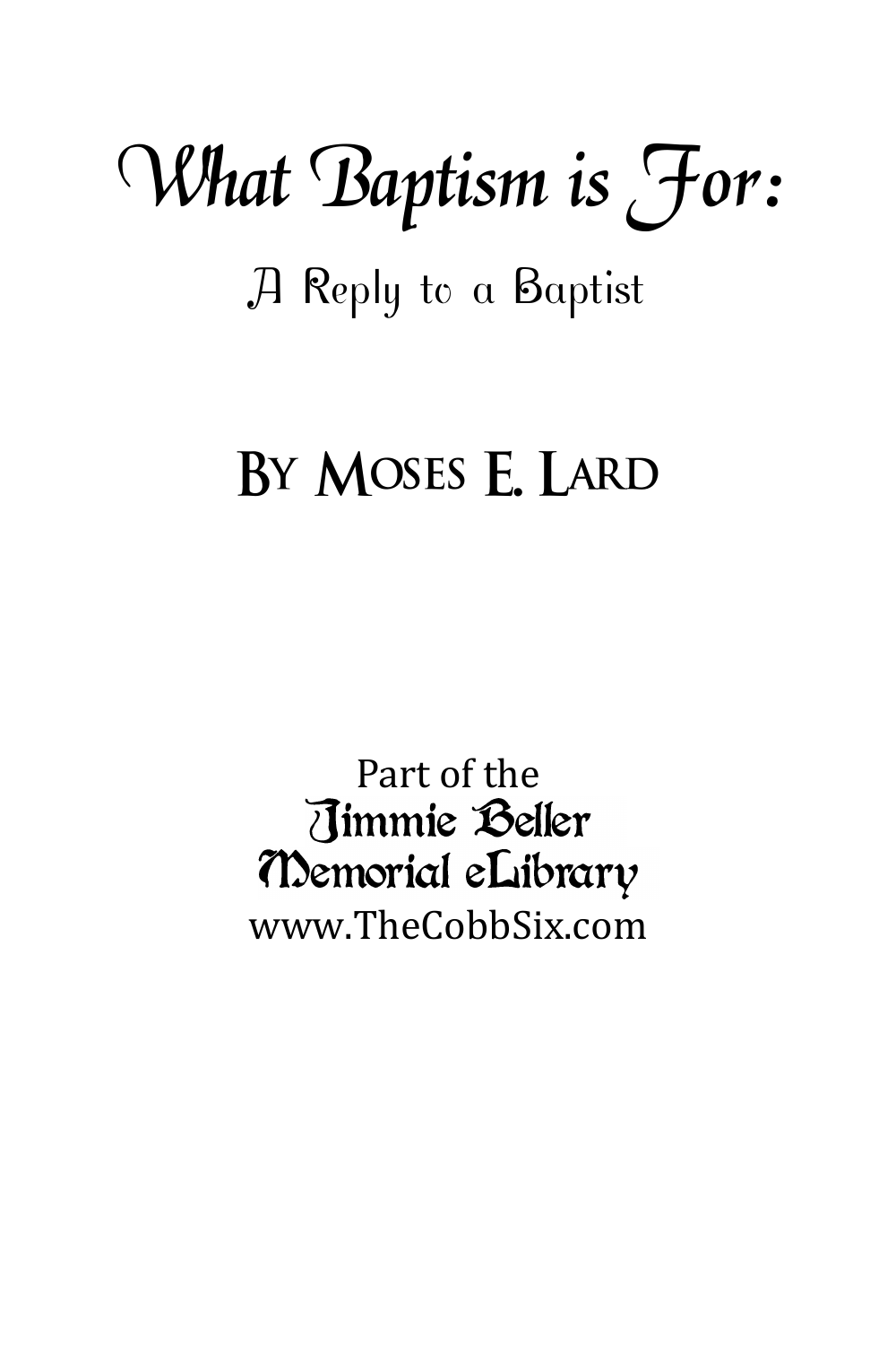# What Baptism is For:

## A Reply to a Baptist

## By Moses E. Lard

Part of the
Jimmie Beller
Memorial eLibrary
www.TheCobbSix.com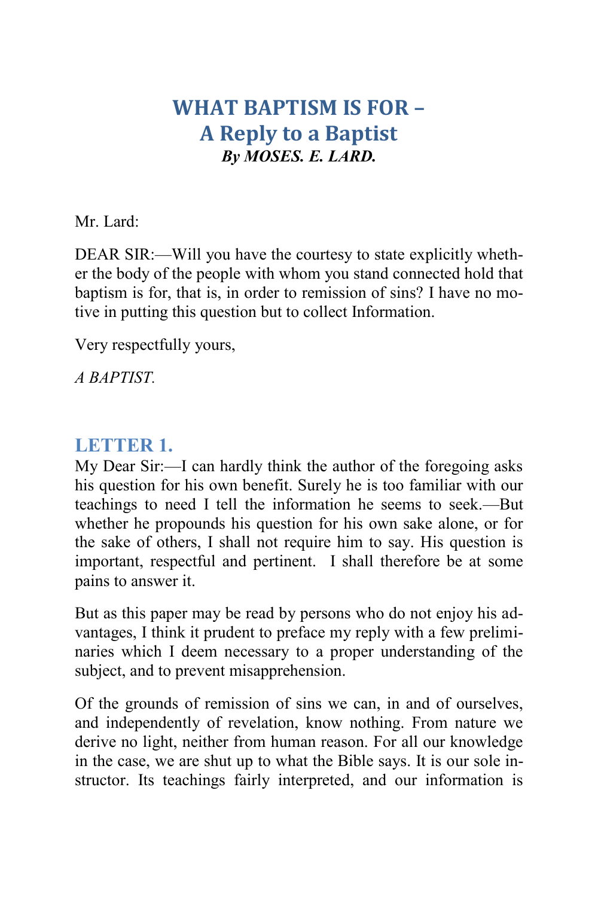# WHAT BAPTISM IS FOR – A Reply to a Baptist

***By MOSES. E. LARD.***

Mr. Lard:

DEAR SIR:—Will you have the courtesy to state explicitly whether the body of the people with whom you stand connected hold that baptism is for, that is, in order to remission of sins? I have no motive in putting this question but to collect Information.

Very respectfully yours,

*A BAPTIST.*

## LETTER 1.

My Dear Sir:—I can hardly think the author of the foregoing asks his question for his own benefit. Surely he is too familiar with our teachings to need I tell the information he seems to seek.—But whether he propounds his question for his own sake alone, or for the sake of others, I shall not require him to say. His question is important, respectful and pertinent. I shall therefore be at some pains to answer it.

But as this paper may be read by persons who do not enjoy his advantages, I think it prudent to preface my reply with a few preliminaries which I deem necessary to a proper understanding of the subject, and to prevent misapprehension.

Of the grounds of remission of sins we can, in and of ourselves, and independently of revelation, know nothing. From nature we derive no light, neither from human reason. For all our knowledge in the case, we are shut up to what the Bible says. It is our sole instructor. Its teachings fairly interpreted, and our information is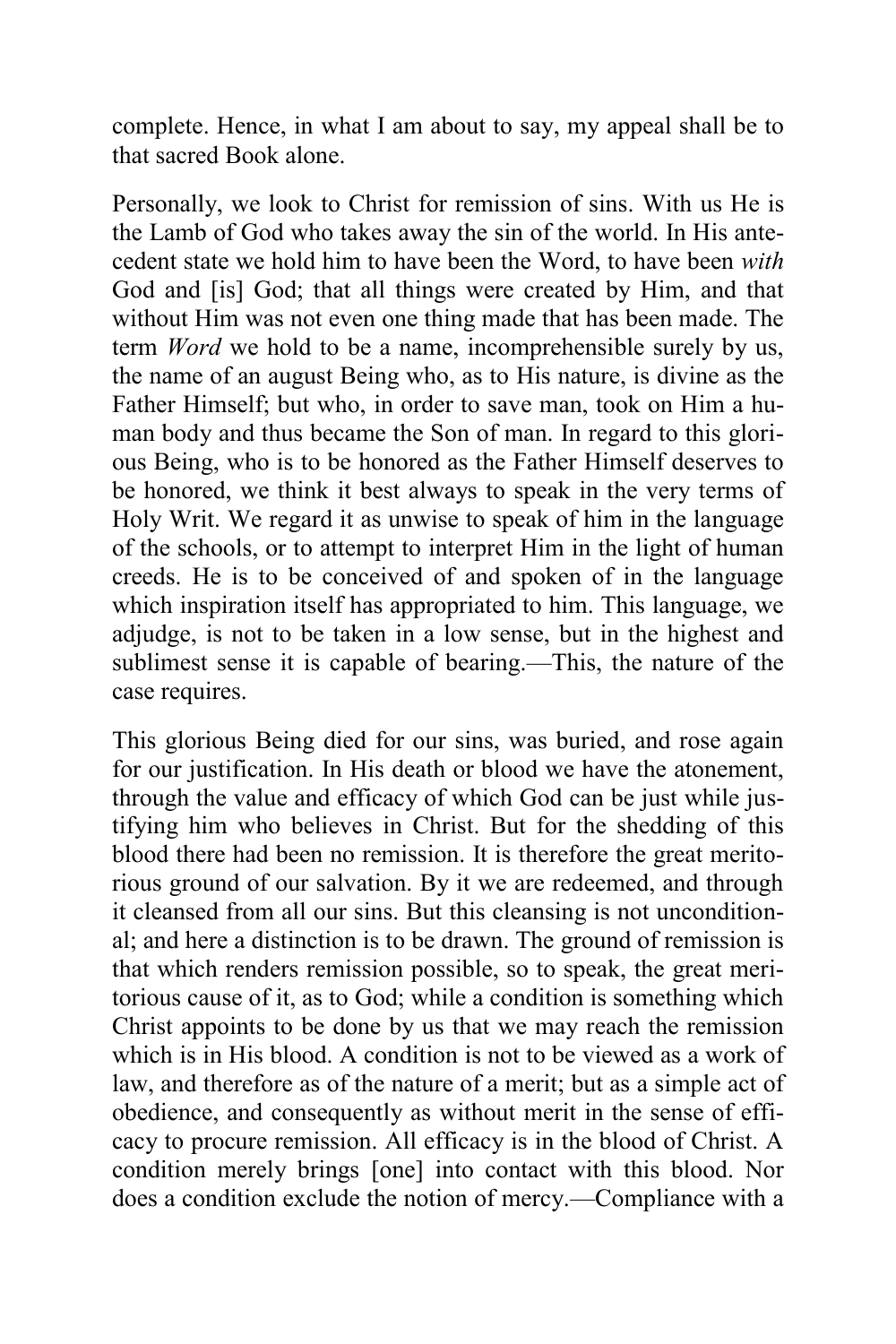complete. Hence, in what I am about to say, my appeal shall be to that sacred Book alone.

Personally, we look to Christ for remission of sins. With us He is the Lamb of God who takes away the sin of the world. In His antecedent state we hold him to have been the Word, to have been *with* God and [is] God; that all things were created by Him, and that without Him was not even one thing made that has been made. The term *Word* we hold to be a name, incomprehensible surely by us, the name of an august Being who, as to His nature, is divine as the Father Himself; but who, in order to save man, took on Him a human body and thus became the Son of man. In regard to this glorious Being, who is to be honored as the Father Himself deserves to be honored, we think it best always to speak in the very terms of Holy Writ. We regard it as unwise to speak of him in the language of the schools, or to attempt to interpret Him in the light of human creeds. He is to be conceived of and spoken of in the language which inspiration itself has appropriated to him. This language, we adjudge, is not to be taken in a low sense, but in the highest and sublimest sense it is capable of bearing.—This, the nature of the case requires.

This glorious Being died for our sins, was buried, and rose again for our justification. In His death or blood we have the atonement, through the value and efficacy of which God can be just while justifying him who believes in Christ. But for the shedding of this blood there had been no remission. It is therefore the great meritorious ground of our salvation. By it we are redeemed, and through it cleansed from all our sins. But this cleansing is not unconditional; and here a distinction is to be drawn. The ground of remission is that which renders remission possible, so to speak, the great meritorious cause of it, as to God; while a condition is something which Christ appoints to be done by us that we may reach the remission which is in His blood. A condition is not to be viewed as a work of law, and therefore as of the nature of a merit; but as a simple act of obedience, and consequently as without merit in the sense of efficacy to procure remission. All efficacy is in the blood of Christ. A condition merely brings [one] into contact with this blood. Nor does a condition exclude the notion of mercy.—Compliance with a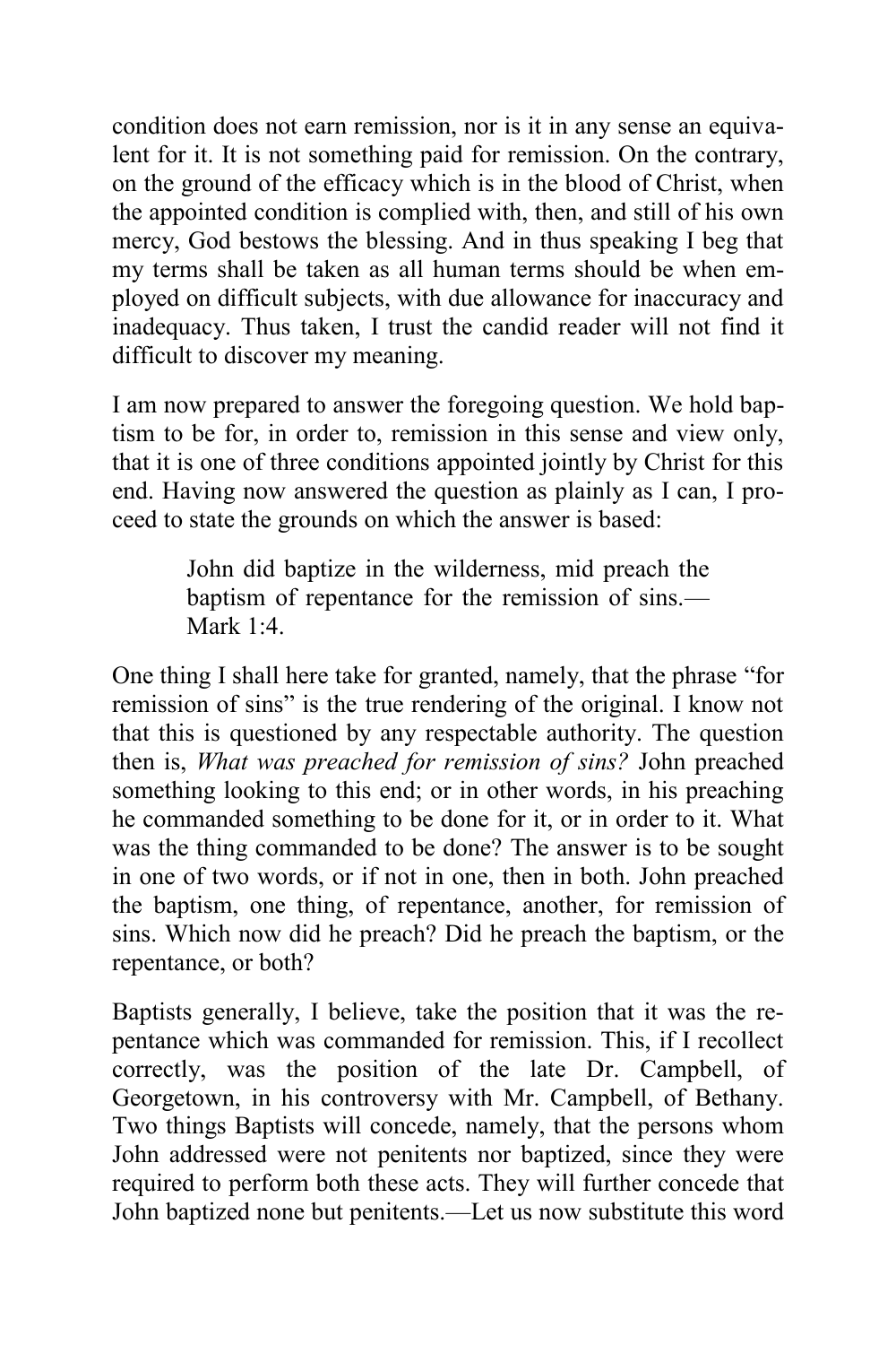condition does not earn remission, nor is it in any sense an equivalent for it. It is not something paid for remission. On the contrary, on the ground of the efficacy which is in the blood of Christ, when the appointed condition is complied with, then, and still of his own mercy, God bestows the blessing. And in thus speaking I beg that my terms shall be taken as all human terms should be when employed on difficult subjects, with due allowance for inaccuracy and inadequacy. Thus taken, I trust the candid reader will not find it difficult to discover my meaning.

I am now prepared to answer the foregoing question. We hold baptism to be for, in order to, remission in this sense and view only, that it is one of three conditions appointed jointly by Christ for this end. Having now answered the question as plainly as I can, I proceed to state the grounds on which the answer is based:

> John did baptize in the wilderness, mid preach the baptism of repentance for the remission of sins.—Mark 1:4.

One thing I shall here take for granted, namely, that the phrase "for remission of sins" is the true rendering of the original. I know not that this is questioned by any respectable authority. The question then is, *What was preached for remission of sins?* John preached something looking to this end; or in other words, in his preaching he commanded something to be done for it, or in order to it. What was the thing commanded to be done? The answer is to be sought in one of two words, or if not in one, then in both. John preached the baptism, one thing, of repentance, another, for remission of sins. Which now did he preach? Did he preach the baptism, or the repentance, or both?

Baptists generally, I believe, take the position that it was the repentance which was commanded for remission. This, if I recollect correctly, was the position of the late Dr. Campbell, of Georgetown, in his controversy with Mr. Campbell, of Bethany. Two things Baptists will concede, namely, that the persons whom John addressed were not penitents nor baptized, since they were required to perform both these acts. They will further concede that John baptized none but penitents.—Let us now substitute this word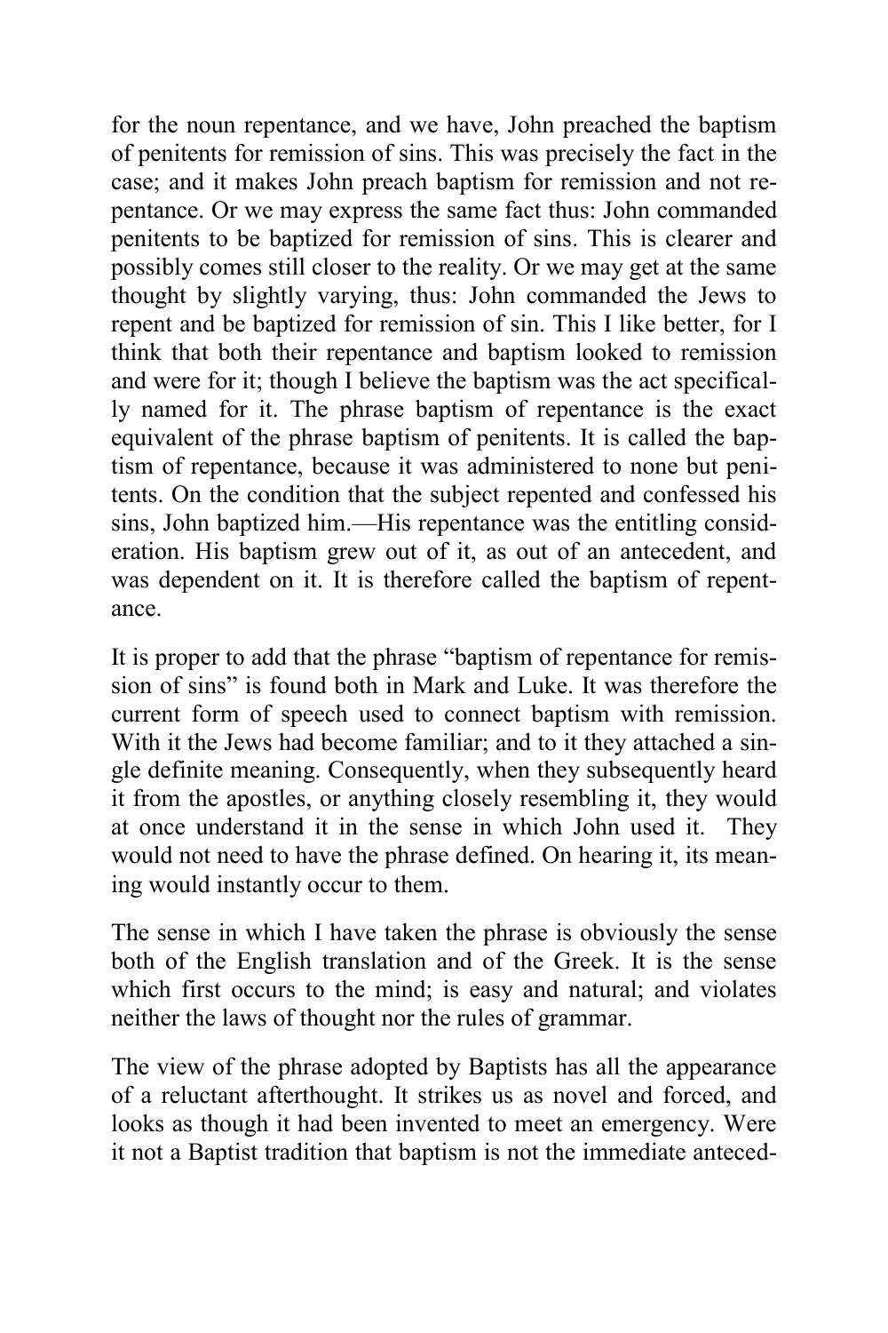for the noun repentance, and we have, John preached the baptism of penitents for remission of sins. This was precisely the fact in the case; and it makes John preach baptism for remission and not repentance. Or we may express the same fact thus: John commanded penitents to be baptized for remission of sins. This is clearer and possibly comes still closer to the reality. Or we may get at the same thought by slightly varying, thus: John commanded the Jews to repent and be baptized for remission of sin. This I like better, for I think that both their repentance and baptism looked to remission and were for it; though I believe the baptism was the act specifically named for it. The phrase baptism of repentance is the exact equivalent of the phrase baptism of penitents. It is called the baptism of repentance, because it was administered to none but penitents. On the condition that the subject repented and confessed his sins, John baptized him.—His repentance was the entitling consideration. His baptism grew out of it, as out of an antecedent, and was dependent on it. It is therefore called the baptism of repentance.

It is proper to add that the phrase "baptism of repentance for remission of sins" is found both in Mark and Luke. It was therefore the current form of speech used to connect baptism with remission. With it the Jews had become familiar; and to it they attached a single definite meaning. Consequently, when they subsequently heard it from the apostles, or anything closely resembling it, they would at once understand it in the sense in which John used it. They would not need to have the phrase defined. On hearing it, its meaning would instantly occur to them.

The sense in which I have taken the phrase is obviously the sense both of the English translation and of the Greek. It is the sense which first occurs to the mind; is easy and natural; and violates neither the laws of thought nor the rules of grammar.

The view of the phrase adopted by Baptists has all the appearance of a reluctant afterthought. It strikes us as novel and forced, and looks as though it had been invented to meet an emergency. Were it not a Baptist tradition that baptism is not the immediate anteced-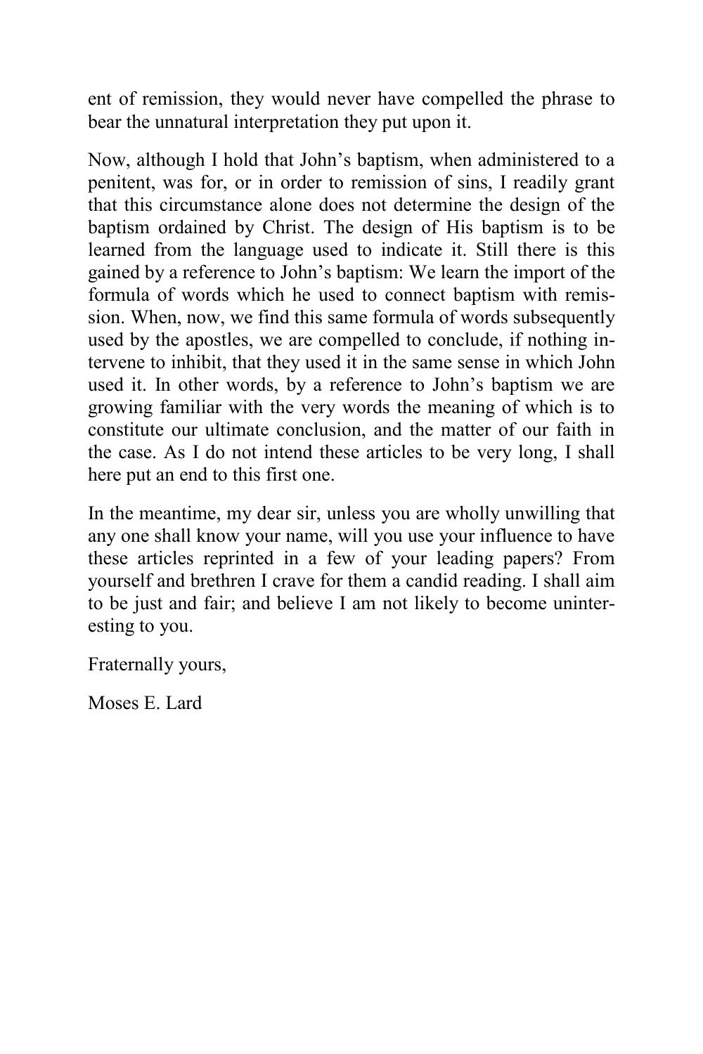ent of remission, they would never have compelled the phrase to bear the unnatural interpretation they put upon it.

Now, although I hold that John's baptism, when administered to a penitent, was for, or in order to remission of sins, I readily grant that this circumstance alone does not determine the design of the baptism ordained by Christ. The design of His baptism is to be learned from the language used to indicate it. Still there is this gained by a reference to John's baptism: We learn the import of the formula of words which he used to connect baptism with remission. When, now, we find this same formula of words subsequently used by the apostles, we are compelled to conclude, if nothing intervene to inhibit, that they used it in the same sense in which John used it. In other words, by a reference to John's baptism we are growing familiar with the very words the meaning of which is to constitute our ultimate conclusion, and the matter of our faith in the case. As I do not intend these articles to be very long, I shall here put an end to this first one.

In the meantime, my dear sir, unless you are wholly unwilling that any one shall know your name, will you use your influence to have these articles reprinted in a few of your leading papers? From yourself and brethren I crave for them a candid reading. I shall aim to be just and fair; and believe I am not likely to become uninteresting to you.

Fraternally yours,

Moses E. Lard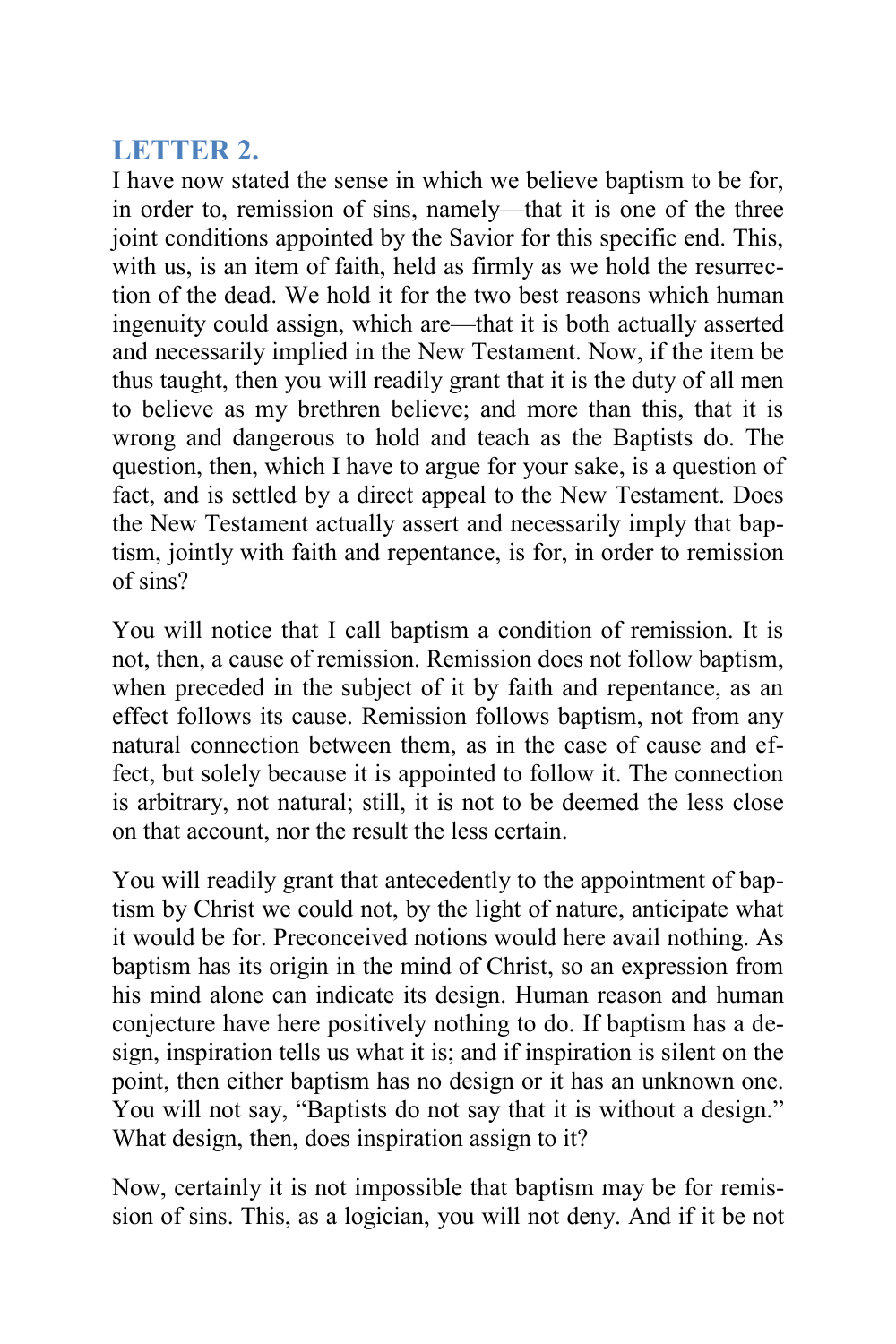## LETTER 2.

I have now stated the sense in which we believe baptism to be for, in order to, remission of sins, namely—that it is one of the three joint conditions appointed by the Savior for this specific end. This, with us, is an item of faith, held as firmly as we hold the resurrection of the dead. We hold it for the two best reasons which human ingenuity could assign, which are—that it is both actually asserted and necessarily implied in the New Testament. Now, if the item be thus taught, then you will readily grant that it is the duty of all men to believe as my brethren believe; and more than this, that it is wrong and dangerous to hold and teach as the Baptists do. The question, then, which I have to argue for your sake, is a question of fact, and is settled by a direct appeal to the New Testament. Does the New Testament actually assert and necessarily imply that baptism, jointly with faith and repentance, is for, in order to remission of sins?

You will notice that I call baptism a condition of remission. It is not, then, a cause of remission. Remission does not follow baptism, when preceded in the subject of it by faith and repentance, as an effect follows its cause. Remission follows baptism, not from any natural connection between them, as in the case of cause and effect, but solely because it is appointed to follow it. The connection is arbitrary, not natural; still, it is not to be deemed the less close on that account, nor the result the less certain.

You will readily grant that antecedently to the appointment of baptism by Christ we could not, by the light of nature, anticipate what it would be for. Preconceived notions would here avail nothing. As baptism has its origin in the mind of Christ, so an expression from his mind alone can indicate its design. Human reason and human conjecture have here positively nothing to do. If baptism has a design, inspiration tells us what it is; and if inspiration is silent on the point, then either baptism has no design or it has an unknown one. You will not say, "Baptists do not say that it is without a design." What design, then, does inspiration assign to it?

Now, certainly it is not impossible that baptism may be for remission of sins. This, as a logician, you will not deny. And if it be not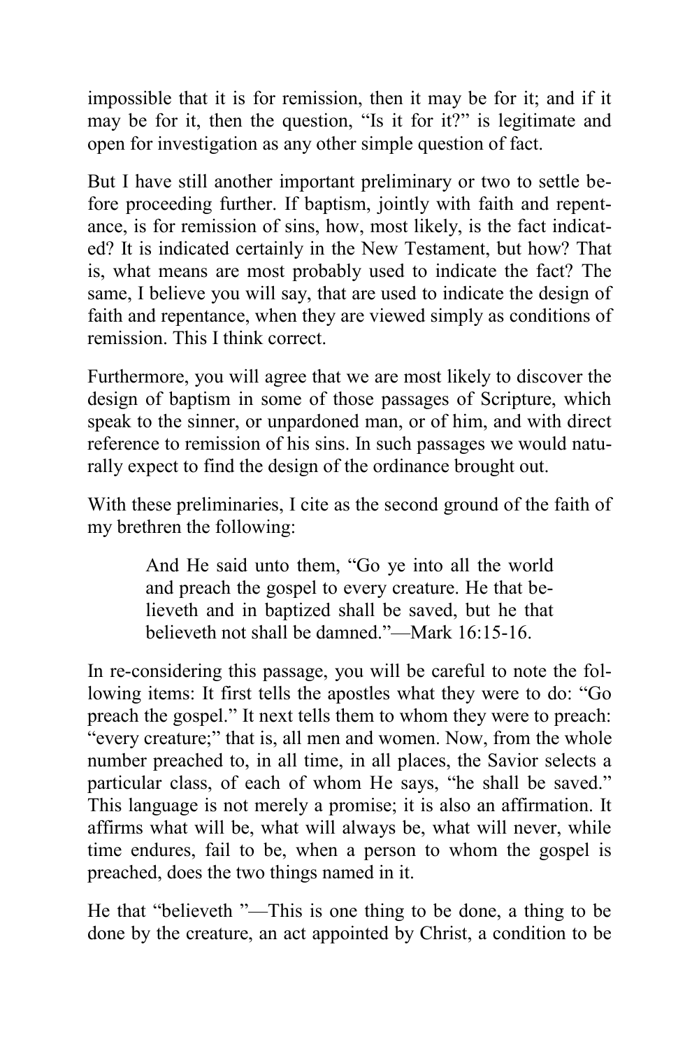impossible that it is for remission, then it may be for it; and if it may be for it, then the question, "Is it for it?" is legitimate and open for investigation as any other simple question of fact.

But I have still another important preliminary or two to settle before proceeding further. If baptism, jointly with faith and repentance, is for remission of sins, how, most likely, is the fact indicated? It is indicated certainly in the New Testament, but how? That is, what means are most probably used to indicate the fact? The same, I believe you will say, that are used to indicate the design of faith and repentance, when they are viewed simply as conditions of remission. This I think correct.

Furthermore, you will agree that we are most likely to discover the design of baptism in some of those passages of Scripture, which speak to the sinner, or unpardoned man, or of him, and with direct reference to remission of his sins. In such passages we would naturally expect to find the design of the ordinance brought out.

With these preliminaries, I cite as the second ground of the faith of my brethren the following:

> And He said unto them, "Go ye into all the world and preach the gospel to every creature. He that believeth and in baptized shall be saved, but he that believeth not shall be damned."—Mark 16:15-16.

In re-considering this passage, you will be careful to note the following items: It first tells the apostles what they were to do: "Go preach the gospel." It next tells them to whom they were to preach: "every creature;" that is, all men and women. Now, from the whole number preached to, in all time, in all places, the Savior selects a particular class, of each of whom He says, "he shall be saved." This language is not merely a promise; it is also an affirmation. It affirms what will be, what will always be, what will never, while time endures, fail to be, when a person to whom the gospel is preached, does the two things named in it.

He that "believeth "—This is one thing to be done, a thing to be done by the creature, an act appointed by Christ, a condition to be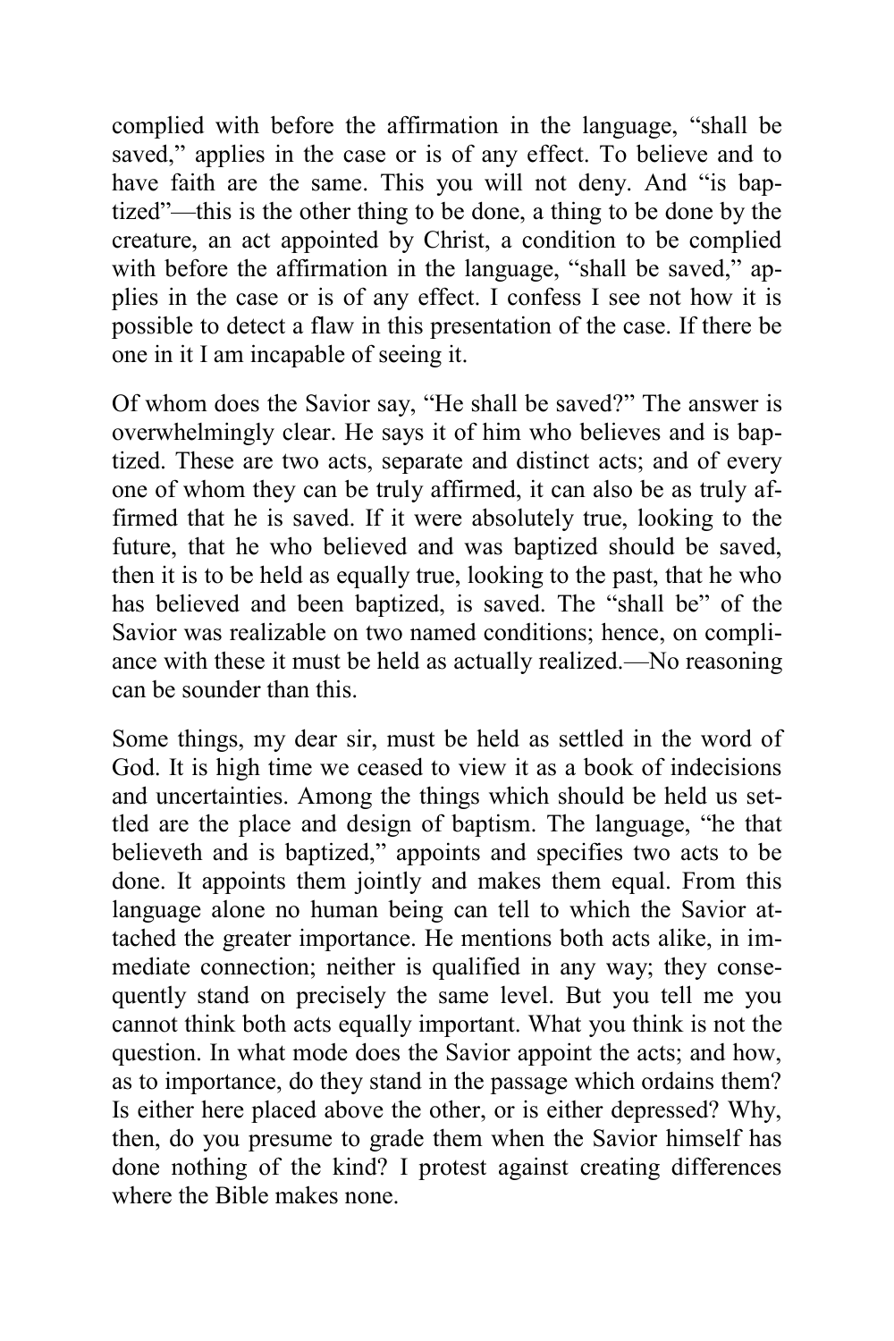complied with before the affirmation in the language, "shall be saved," applies in the case or is of any effect. To believe and to have faith are the same. This you will not deny. And "is baptized"—this is the other thing to be done, a thing to be done by the creature, an act appointed by Christ, a condition to be complied with before the affirmation in the language, "shall be saved," applies in the case or is of any effect. I confess I see not how it is possible to detect a flaw in this presentation of the case. If there be one in it I am incapable of seeing it.

Of whom does the Savior say, "He shall be saved?" The answer is overwhelmingly clear. He says it of him who believes and is baptized. These are two acts, separate and distinct acts; and of every one of whom they can be truly affirmed, it can also be as truly affirmed that he is saved. If it were absolutely true, looking to the future, that he who believed and was baptized should be saved, then it is to be held as equally true, looking to the past, that he who has believed and been baptized, is saved. The "shall be" of the Savior was realizable on two named conditions; hence, on compliance with these it must be held as actually realized.—No reasoning can be sounder than this.

Some things, my dear sir, must be held as settled in the word of God. It is high time we ceased to view it as a book of indecisions and uncertainties. Among the things which should be held us settled are the place and design of baptism. The language, "he that believeth and is baptized," appoints and specifies two acts to be done. It appoints them jointly and makes them equal. From this language alone no human being can tell to which the Savior attached the greater importance. He mentions both acts alike, in immediate connection; neither is qualified in any way; they consequently stand on precisely the same level. But you tell me you cannot think both acts equally important. What you think is not the question. In what mode does the Savior appoint the acts; and how, as to importance, do they stand in the passage which ordains them? Is either here placed above the other, or is either depressed? Why, then, do you presume to grade them when the Savior himself has done nothing of the kind? I protest against creating differences where the Bible makes none.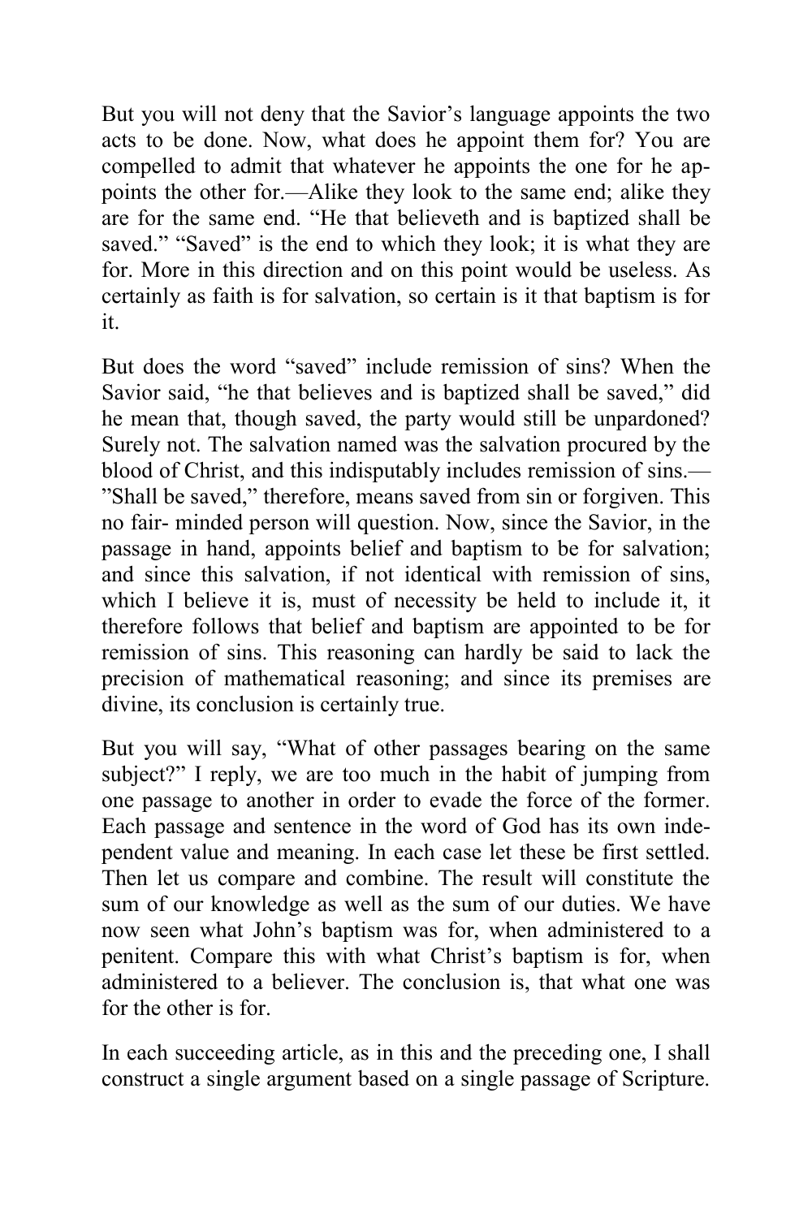But you will not deny that the Savior's language appoints the two acts to be done. Now, what does he appoint them for? You are compelled to admit that whatever he appoints the one for he appoints the other for.—Alike they look to the same end; alike they are for the same end. "He that believeth and is baptized shall be saved." "Saved" is the end to which they look; it is what they are for. More in this direction and on this point would be useless. As certainly as faith is for salvation, so certain is it that baptism is for it.

But does the word "saved" include remission of sins? When the Savior said, "he that believes and is baptized shall be saved," did he mean that, though saved, the party would still be unpardoned? Surely not. The salvation named was the salvation procured by the blood of Christ, and this indisputably includes remission of sins.—"Shall be saved," therefore, means saved from sin or forgiven. This no fair- minded person will question. Now, since the Savior, in the passage in hand, appoints belief and baptism to be for salvation; and since this salvation, if not identical with remission of sins, which I believe it is, must of necessity be held to include it, it therefore follows that belief and baptism are appointed to be for remission of sins. This reasoning can hardly be said to lack the precision of mathematical reasoning; and since its premises are divine, its conclusion is certainly true.

But you will say, "What of other passages bearing on the same subject?" I reply, we are too much in the habit of jumping from one passage to another in order to evade the force of the former. Each passage and sentence in the word of God has its own independent value and meaning. In each case let these be first settled. Then let us compare and combine. The result will constitute the sum of our knowledge as well as the sum of our duties. We have now seen what John's baptism was for, when administered to a penitent. Compare this with what Christ's baptism is for, when administered to a believer. The conclusion is, that what one was for the other is for.

In each succeeding article, as in this and the preceding one, I shall construct a single argument based on a single passage of Scripture.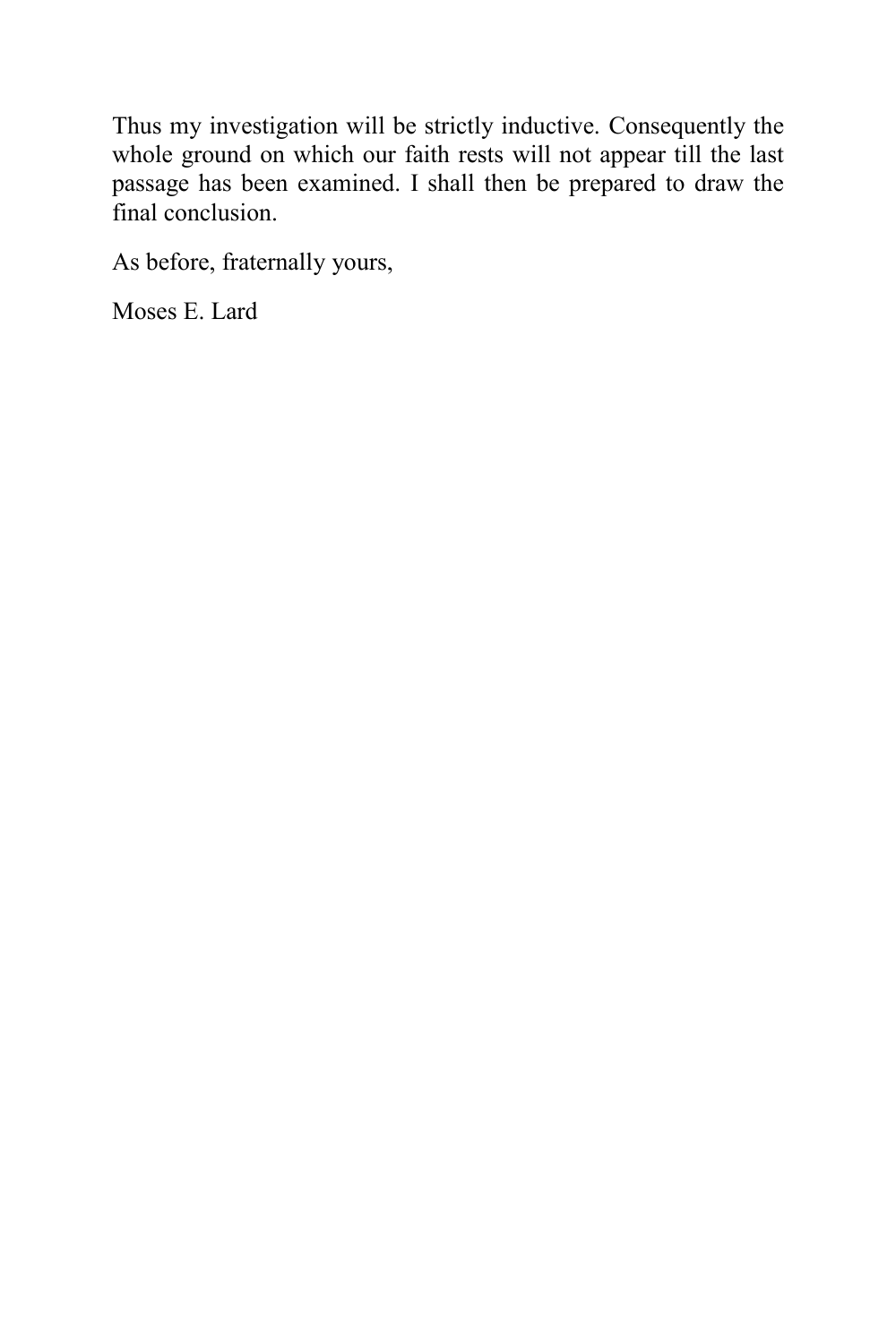Thus my investigation will be strictly inductive. Consequently the whole ground on which our faith rests will not appear till the last passage has been examined. I shall then be prepared to draw the final conclusion.

As before, fraternally yours,

Moses E. Lard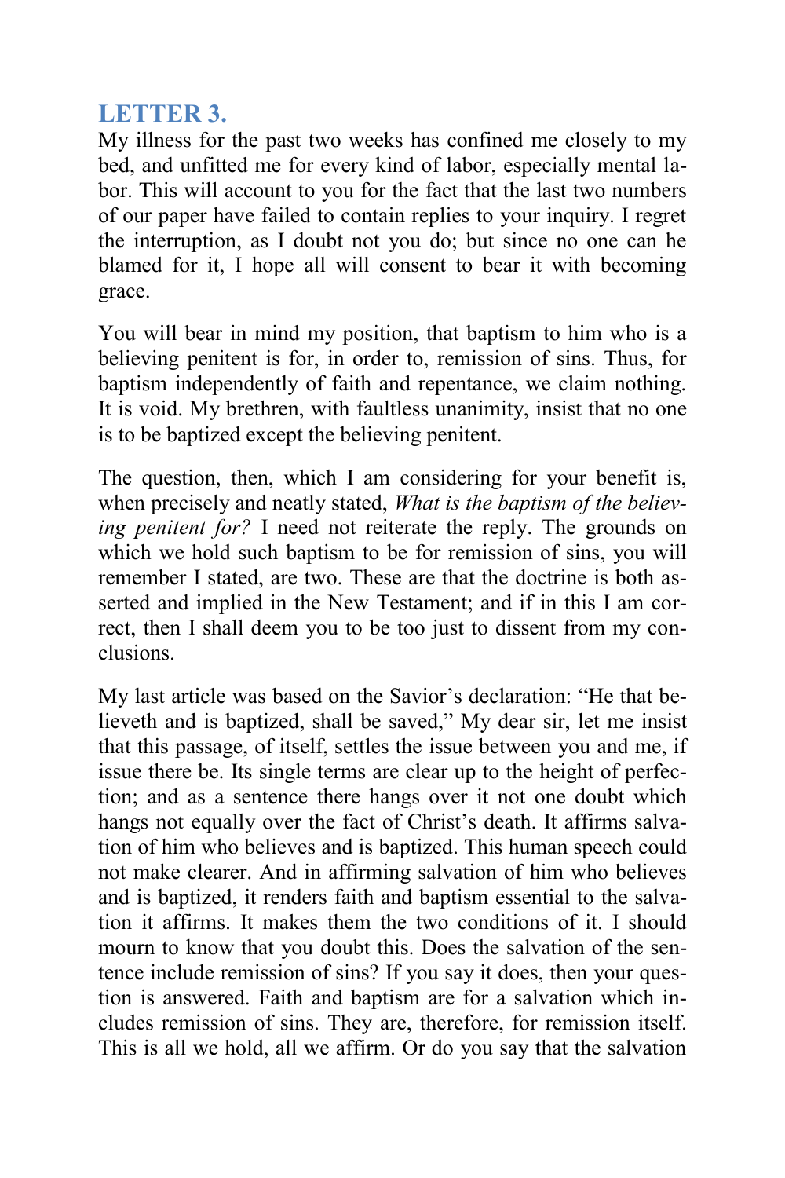## LETTER 3.

My illness for the past two weeks has confined me closely to my bed, and unfitted me for every kind of labor, especially mental labor. This will account to you for the fact that the last two numbers of our paper have failed to contain replies to your inquiry. I regret the interruption, as I doubt not you do; but since no one can he blamed for it, I hope all will consent to bear it with becoming grace.

You will bear in mind my position, that baptism to him who is a believing penitent is for, in order to, remission of sins. Thus, for baptism independently of faith and repentance, we claim nothing. It is void. My brethren, with faultless unanimity, insist that no one is to be baptized except the believing penitent.

The question, then, which I am considering for your benefit is, when precisely and neatly stated, *What is the baptism of the believing penitent for?* I need not reiterate the reply. The grounds on which we hold such baptism to be for remission of sins, you will remember I stated, are two. These are that the doctrine is both asserted and implied in the New Testament; and if in this I am correct, then I shall deem you to be too just to dissent from my conclusions.

My last article was based on the Savior's declaration: "He that believeth and is baptized, shall be saved," My dear sir, let me insist that this passage, of itself, settles the issue between you and me, if issue there be. Its single terms are clear up to the height of perfection; and as a sentence there hangs over it not one doubt which hangs not equally over the fact of Christ's death. It affirms salvation of him who believes and is baptized. This human speech could not make clearer. And in affirming salvation of him who believes and is baptized, it renders faith and baptism essential to the salvation it affirms. It makes them the two conditions of it. I should mourn to know that you doubt this. Does the salvation of the sentence include remission of sins? If you say it does, then your question is answered. Faith and baptism are for a salvation which includes remission of sins. They are, therefore, for remission itself. This is all we hold, all we affirm. Or do you say that the salvation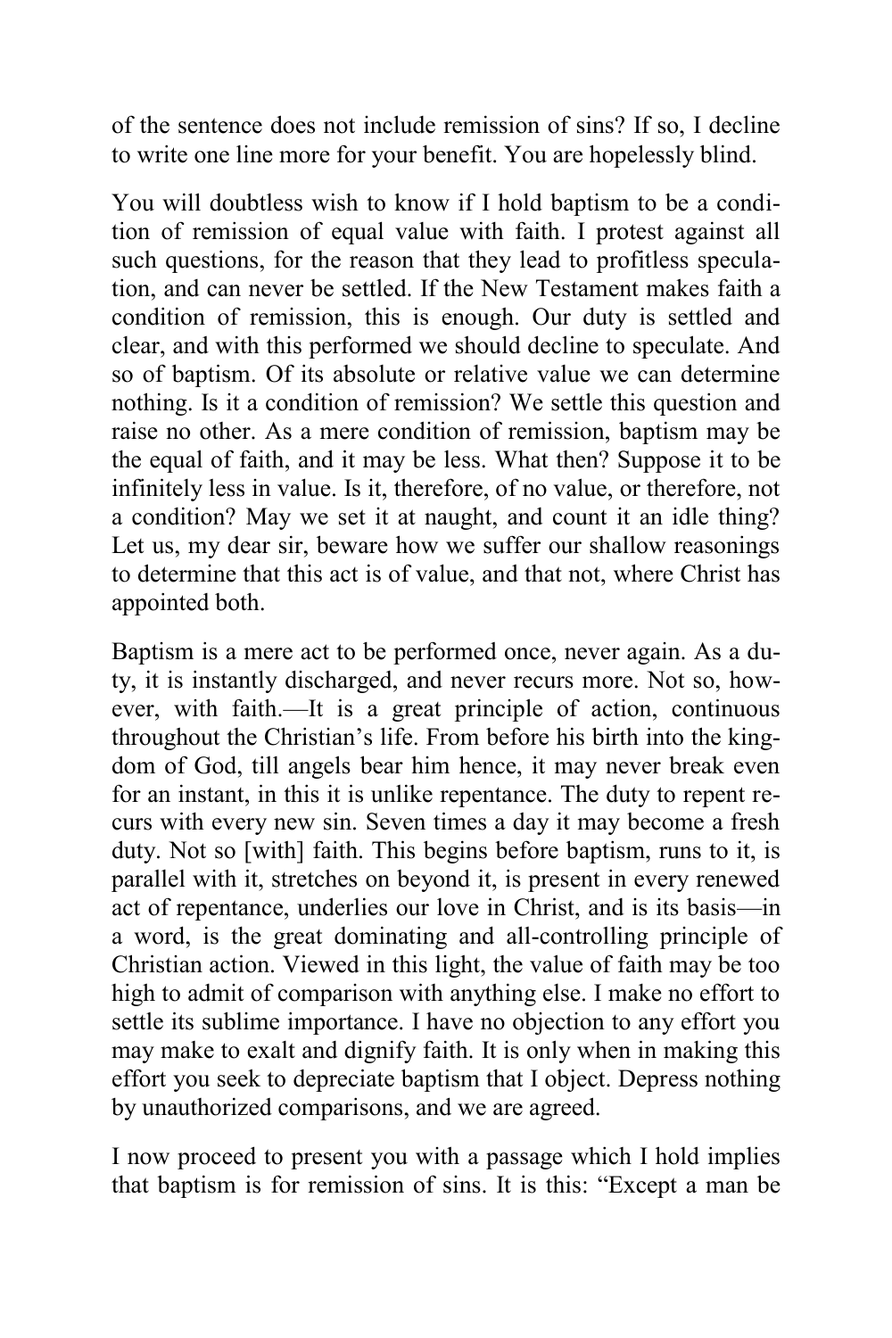of the sentence does not include remission of sins? If so, I decline to write one line more for your benefit. You are hopelessly blind.

You will doubtless wish to know if I hold baptism to be a condition of remission of equal value with faith. I protest against all such questions, for the reason that they lead to profitless speculation, and can never be settled. If the New Testament makes faith a condition of remission, this is enough. Our duty is settled and clear, and with this performed we should decline to speculate. And so of baptism. Of its absolute or relative value we can determine nothing. Is it a condition of remission? We settle this question and raise no other. As a mere condition of remission, baptism may be the equal of faith, and it may be less. What then? Suppose it to be infinitely less in value. Is it, therefore, of no value, or therefore, not a condition? May we set it at naught, and count it an idle thing? Let us, my dear sir, beware how we suffer our shallow reasonings to determine that this act is of value, and that not, where Christ has appointed both.

Baptism is a mere act to be performed once, never again. As a duty, it is instantly discharged, and never recurs more. Not so, however, with faith.—It is a great principle of action, continuous throughout the Christian's life. From before his birth into the kingdom of God, till angels bear him hence, it may never break even for an instant, in this it is unlike repentance. The duty to repent recurs with every new sin. Seven times a day it may become a fresh duty. Not so [with] faith. This begins before baptism, runs to it, is parallel with it, stretches on beyond it, is present in every renewed act of repentance, underlies our love in Christ, and is its basis—in a word, is the great dominating and all-controlling principle of Christian action. Viewed in this light, the value of faith may be too high to admit of comparison with anything else. I make no effort to settle its sublime importance. I have no objection to any effort you may make to exalt and dignify faith. It is only when in making this effort you seek to depreciate baptism that I object. Depress nothing by unauthorized comparisons, and we are agreed.

I now proceed to present you with a passage which I hold implies that baptism is for remission of sins. It is this: "Except a man be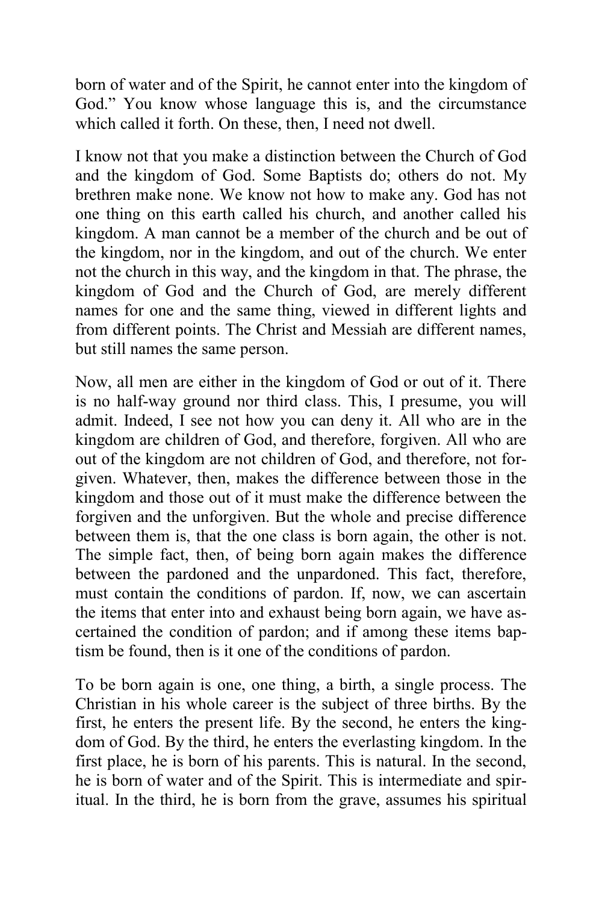born of water and of the Spirit, he cannot enter into the kingdom of God." You know whose language this is, and the circumstance which called it forth. On these, then, I need not dwell.

I know not that you make a distinction between the Church of God and the kingdom of God. Some Baptists do; others do not. My brethren make none. We know not how to make any. God has not one thing on this earth called his church, and another called his kingdom. A man cannot be a member of the church and be out of the kingdom, nor in the kingdom, and out of the church. We enter not the church in this way, and the kingdom in that. The phrase, the kingdom of God and the Church of God, are merely different names for one and the same thing, viewed in different lights and from different points. The Christ and Messiah are different names, but still names the same person.

Now, all men are either in the kingdom of God or out of it. There is no half-way ground nor third class. This, I presume, you will admit. Indeed, I see not how you can deny it. All who are in the kingdom are children of God, and therefore, forgiven. All who are out of the kingdom are not children of God, and therefore, not forgiven. Whatever, then, makes the difference between those in the kingdom and those out of it must make the difference between the forgiven and the unforgiven. But the whole and precise difference between them is, that the one class is born again, the other is not. The simple fact, then, of being born again makes the difference between the pardoned and the unpardoned. This fact, therefore, must contain the conditions of pardon. If, now, we can ascertain the items that enter into and exhaust being born again, we have ascertained the condition of pardon; and if among these items baptism be found, then is it one of the conditions of pardon.

To be born again is one, one thing, a birth, a single process. The Christian in his whole career is the subject of three births. By the first, he enters the present life. By the second, he enters the kingdom of God. By the third, he enters the everlasting kingdom. In the first place, he is born of his parents. This is natural. In the second, he is born of water and of the Spirit. This is intermediate and spiritual. In the third, he is born from the grave, assumes his spiritual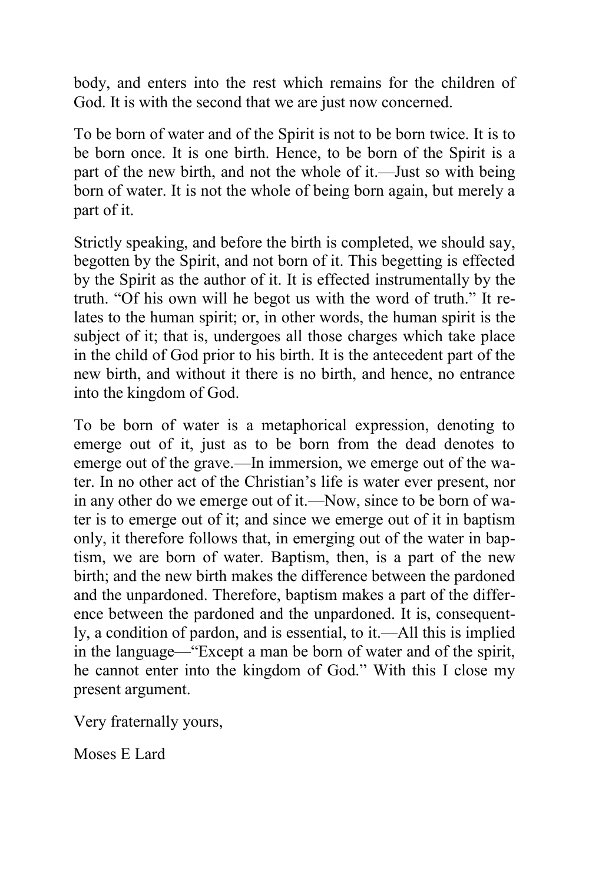body, and enters into the rest which remains for the children of God. It is with the second that we are just now concerned.

To be born of water and of the Spirit is not to be born twice. It is to be born once. It is one birth. Hence, to be born of the Spirit is a part of the new birth, and not the whole of it.—Just so with being born of water. It is not the whole of being born again, but merely a part of it.

Strictly speaking, and before the birth is completed, we should say, begotten by the Spirit, and not born of it. This begetting is effected by the Spirit as the author of it. It is effected instrumentally by the truth. "Of his own will he begot us with the word of truth." It relates to the human spirit; or, in other words, the human spirit is the subject of it; that is, undergoes all those charges which take place in the child of God prior to his birth. It is the antecedent part of the new birth, and without it there is no birth, and hence, no entrance into the kingdom of God.

To be born of water is a metaphorical expression, denoting to emerge out of it, just as to be born from the dead denotes to emerge out of the grave.—In immersion, we emerge out of the water. In no other act of the Christian's life is water ever present, nor in any other do we emerge out of it.—Now, since to be born of water is to emerge out of it; and since we emerge out of it in baptism only, it therefore follows that, in emerging out of the water in baptism, we are born of water. Baptism, then, is a part of the new birth; and the new birth makes the difference between the pardoned and the unpardoned. Therefore, baptism makes a part of the difference between the pardoned and the unpardoned. It is, consequently, a condition of pardon, and is essential, to it.—All this is implied in the language—"Except a man be born of water and of the spirit, he cannot enter into the kingdom of God." With this I close my present argument.

Very fraternally yours,

Moses E Lard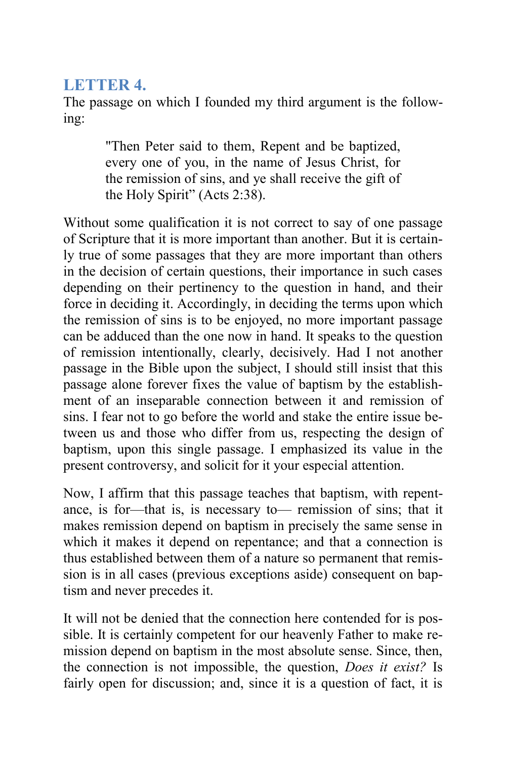## LETTER 4.

The passage on which I founded my third argument is the following:

> "Then Peter said to them, Repent and be baptized, every one of you, in the name of Jesus Christ, for the remission of sins, and ye shall receive the gift of the Holy Spirit" (Acts 2:38).

Without some qualification it is not correct to say of one passage of Scripture that it is more important than another. But it is certainly true of some passages that they are more important than others in the decision of certain questions, their importance in such cases depending on their pertinency to the question in hand, and their force in deciding it. Accordingly, in deciding the terms upon which the remission of sins is to be enjoyed, no more important passage can be adduced than the one now in hand. It speaks to the question of remission intentionally, clearly, decisively. Had I not another passage in the Bible upon the subject, I should still insist that this passage alone forever fixes the value of baptism by the establishment of an inseparable connection between it and remission of sins. I fear not to go before the world and stake the entire issue between us and those who differ from us, respecting the design of baptism, upon this single passage. I emphasized its value in the present controversy, and solicit for it your especial attention.

Now, I affirm that this passage teaches that baptism, with repentance, is for—that is, is necessary to— remission of sins; that it makes remission depend on baptism in precisely the same sense in which it makes it depend on repentance; and that a connection is thus established between them of a nature so permanent that remission is in all cases (previous exceptions aside) consequent on baptism and never precedes it.

It will not be denied that the connection here contended for is possible. It is certainly competent for our heavenly Father to make remission depend on baptism in the most absolute sense. Since, then, the connection is not impossible, the question, *Does it exist?* Is fairly open for discussion; and, since it is a question of fact, it is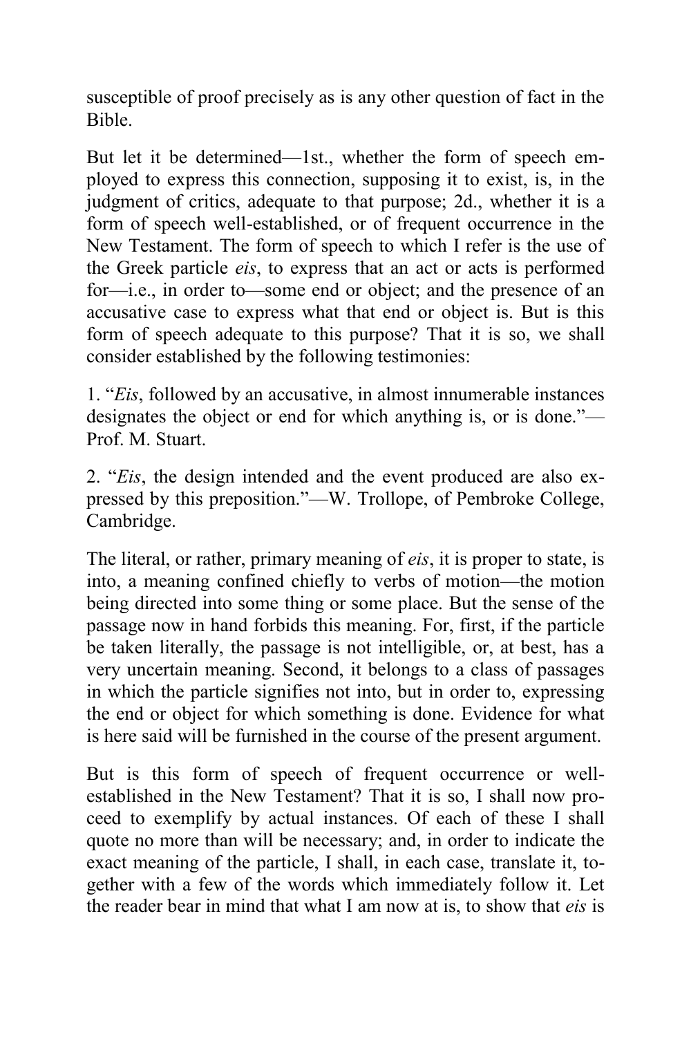susceptible of proof precisely as is any other question of fact in the Bible.

But let it be determined—1st., whether the form of speech employed to express this connection, supposing it to exist, is, in the judgment of critics, adequate to that purpose; 2d., whether it is a form of speech well-established, or of frequent occurrence in the New Testament. The form of speech to which I refer is the use of the Greek particle *eis*, to express that an act or acts is performed for—i.e., in order to—some end or object; and the presence of an accusative case to express what that end or object is. But is this form of speech adequate to this purpose? That it is so, we shall consider established by the following testimonies:

1. "*Eis*, followed by an accusative, in almost innumerable instances designates the object or end for which anything is, or is done."—Prof. M. Stuart.

2. "*Eis*, the design intended and the event produced are also expressed by this preposition."—W. Trollope, of Pembroke College, Cambridge.

The literal, or rather, primary meaning of *eis*, it is proper to state, is into, a meaning confined chiefly to verbs of motion—the motion being directed into some thing or some place. But the sense of the passage now in hand forbids this meaning. For, first, if the particle be taken literally, the passage is not intelligible, or, at best, has a very uncertain meaning. Second, it belongs to a class of passages in which the particle signifies not into, but in order to, expressing the end or object for which something is done. Evidence for what is here said will be furnished in the course of the present argument.

But is this form of speech of frequent occurrence or well-established in the New Testament? That it is so, I shall now proceed to exemplify by actual instances. Of each of these I shall quote no more than will be necessary; and, in order to indicate the exact meaning of the particle, I shall, in each case, translate it, together with a few of the words which immediately follow it. Let the reader bear in mind that what I am now at is, to show that *eis* is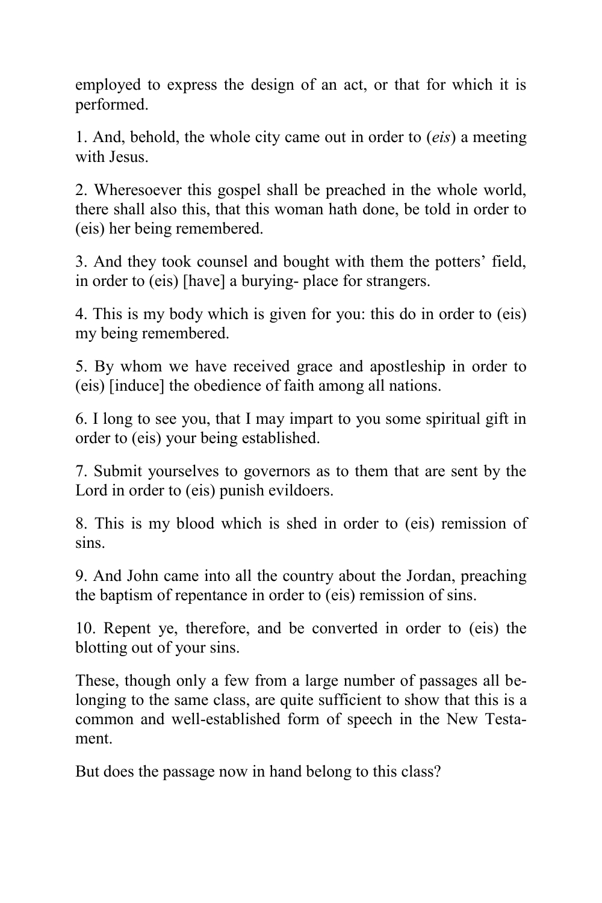employed to express the design of an act, or that for which it is performed.

1. And, behold, the whole city came out in order to (*eis*) a meeting with Jesus.

2. Wheresoever this gospel shall be preached in the whole world, there shall also this, that this woman hath done, be told in order to (eis) her being remembered.

3. And they took counsel and bought with them the potters' field, in order to (eis) [have] a burying- place for strangers.

4. This is my body which is given for you: this do in order to (eis) my being remembered.

5. By whom we have received grace and apostleship in order to (eis) [induce] the obedience of faith among all nations.

6. I long to see you, that I may impart to you some spiritual gift in order to (eis) your being established.

7. Submit yourselves to governors as to them that are sent by the Lord in order to (eis) punish evildoers.

8. This is my blood which is shed in order to (eis) remission of sins.

9. And John came into all the country about the Jordan, preaching the baptism of repentance in order to (eis) remission of sins.

10. Repent ye, therefore, and be converted in order to (eis) the blotting out of your sins.

These, though only a few from a large number of passages all belonging to the same class, are quite sufficient to show that this is a common and well-established form of speech in the New Testament.

But does the passage now in hand belong to this class?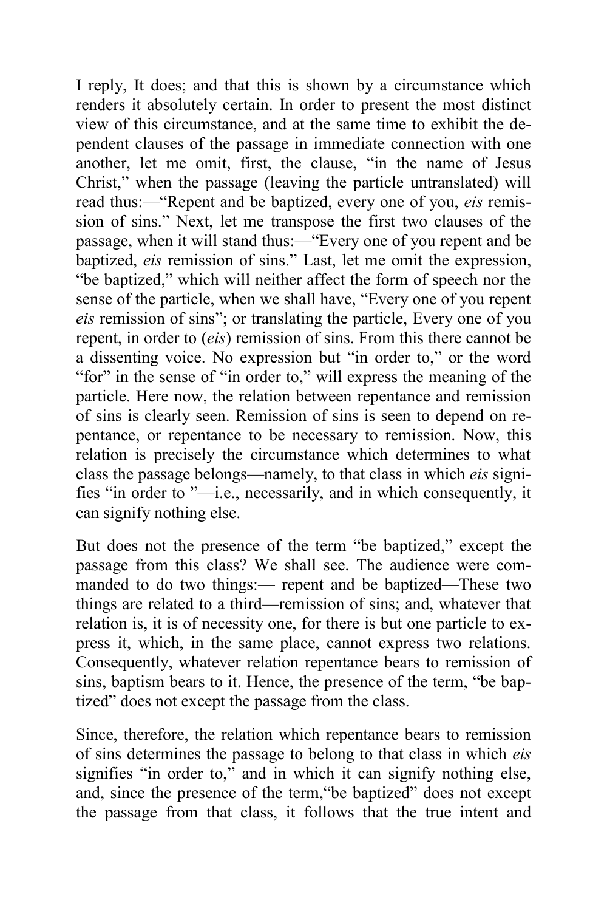I reply, It does; and that this is shown by a circumstance which renders it absolutely certain. In order to present the most distinct view of this circumstance, and at the same time to exhibit the dependent clauses of the passage in immediate connection with one another, let me omit, first, the clause, "in the name of Jesus Christ," when the passage (leaving the particle untranslated) will read thus:—"Repent and be baptized, every one of you, *eis* remission of sins." Next, let me transpose the first two clauses of the passage, when it will stand thus:—"Every one of you repent and be baptized, *eis* remission of sins." Last, let me omit the expression, "be baptized," which will neither affect the form of speech nor the sense of the particle, when we shall have, "Every one of you repent *eis* remission of sins"; or translating the particle, Every one of you repent, in order to (*eis*) remission of sins. From this there cannot be a dissenting voice. No expression but "in order to," or the word "for" in the sense of "in order to," will express the meaning of the particle. Here now, the relation between repentance and remission of sins is clearly seen. Remission of sins is seen to depend on repentance, or repentance to be necessary to remission. Now, this relation is precisely the circumstance which determines to what class the passage belongs—namely, to that class in which *eis* signifies "in order to "—i.e., necessarily, and in which consequently, it can signify nothing else.

But does not the presence of the term "be baptized," except the passage from this class? We shall see. The audience were commanded to do two things:— repent and be baptized—These two things are related to a third—remission of sins; and, whatever that relation is, it is of necessity one, for there is but one particle to express it, which, in the same place, cannot express two relations. Consequently, whatever relation repentance bears to remission of sins, baptism bears to it. Hence, the presence of the term, "be baptized" does not except the passage from the class.

Since, therefore, the relation which repentance bears to remission of sins determines the passage to belong to that class in which *eis* signifies "in order to," and in which it can signify nothing else, and, since the presence of the term,"be baptized" does not except the passage from that class, it follows that the true intent and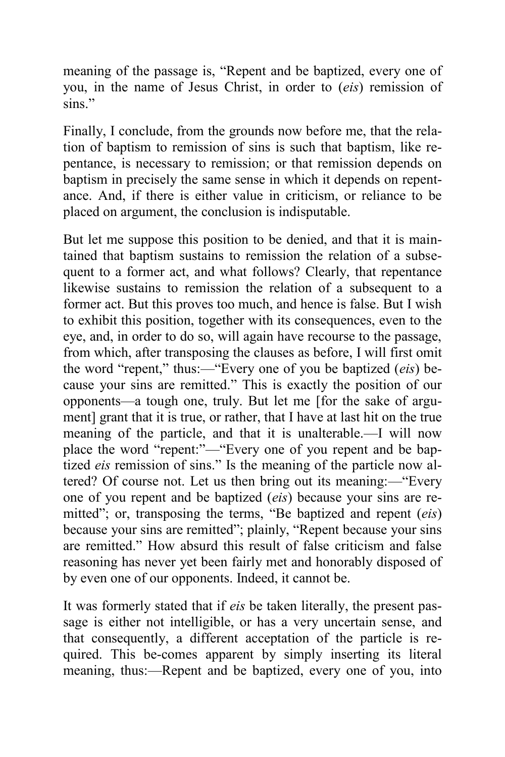meaning of the passage is, "Repent and be baptized, every one of you, in the name of Jesus Christ, in order to (*eis*) remission of sins."

Finally, I conclude, from the grounds now before me, that the relation of baptism to remission of sins is such that baptism, like repentance, is necessary to remission; or that remission depends on baptism in precisely the same sense in which it depends on repentance. And, if there is either value in criticism, or reliance to be placed on argument, the conclusion is indisputable.

But let me suppose this position to be denied, and that it is maintained that baptism sustains to remission the relation of a subsequent to a former act, and what follows? Clearly, that repentance likewise sustains to remission the relation of a subsequent to a former act. But this proves too much, and hence is false. But I wish to exhibit this position, together with its consequences, even to the eye, and, in order to do so, will again have recourse to the passage, from which, after transposing the clauses as before, I will first omit the word "repent," thus:—"Every one of you be baptized (*eis*) because your sins are remitted." This is exactly the position of our opponents—a tough one, truly. But let me [for the sake of argument] grant that it is true, or rather, that I have at last hit on the true meaning of the particle, and that it is unalterable.—I will now place the word "repent:"—"Every one of you repent and be baptized *eis* remission of sins." Is the meaning of the particle now altered? Of course not. Let us then bring out its meaning:—"Every one of you repent and be baptized (*eis*) because your sins are remitted"; or, transposing the terms, "Be baptized and repent (*eis*) because your sins are remitted"; plainly, "Repent because your sins are remitted." How absurd this result of false criticism and false reasoning has never yet been fairly met and honorably disposed of by even one of our opponents. Indeed, it cannot be.

It was formerly stated that if *eis* be taken literally, the present passage is either not intelligible, or has a very uncertain sense, and that consequently, a different acceptation of the particle is required. This be-comes apparent by simply inserting its literal meaning, thus:—Repent and be baptized, every one of you, into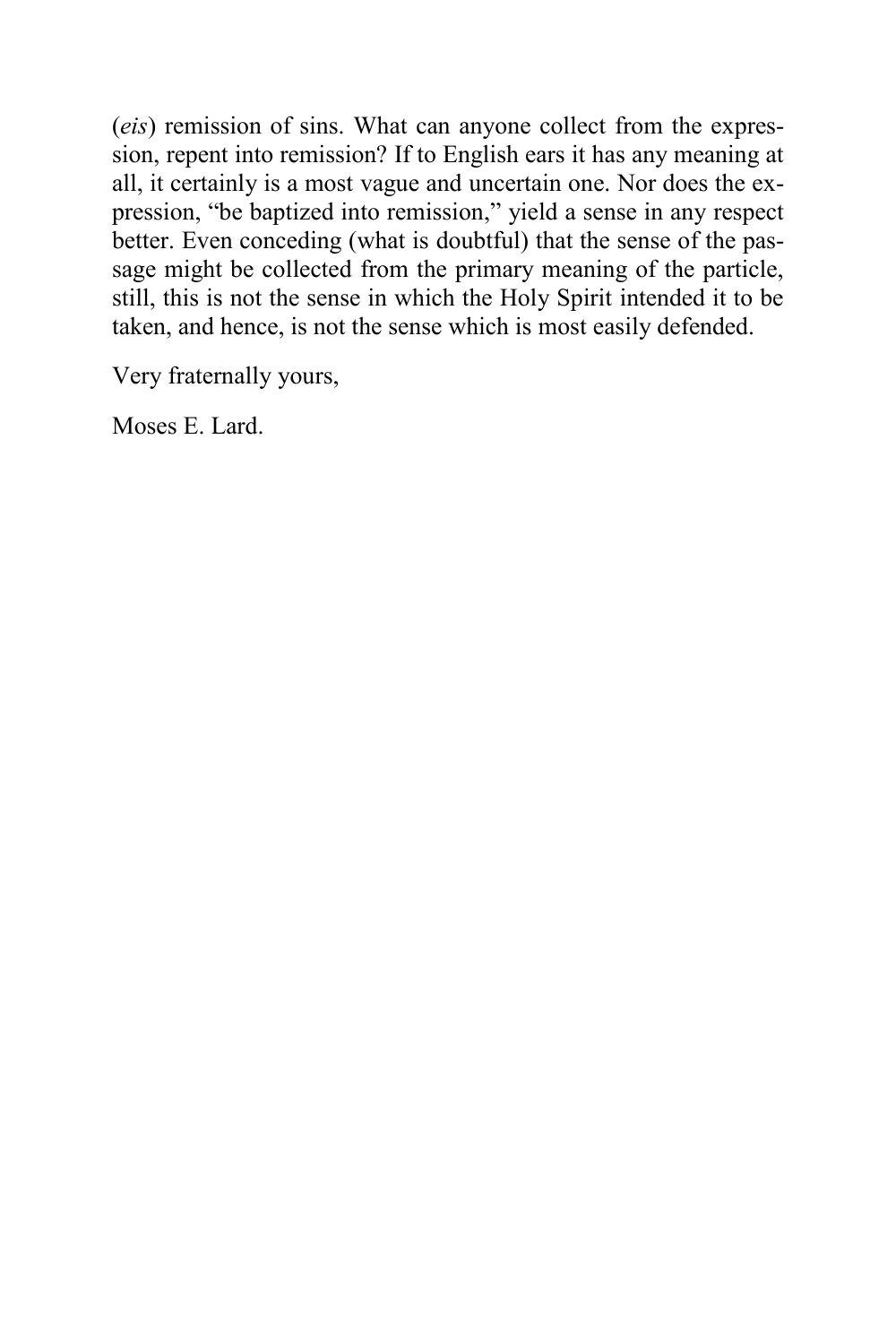(*eis*) remission of sins. What can anyone collect from the expression, repent into remission? If to English ears it has any meaning at all, it certainly is a most vague and uncertain one. Nor does the expression, "be baptized into remission," yield a sense in any respect better. Even conceding (what is doubtful) that the sense of the passage might be collected from the primary meaning of the particle, still, this is not the sense in which the Holy Spirit intended it to be taken, and hence, is not the sense which is most easily defended.

Very fraternally yours,

Moses E. Lard.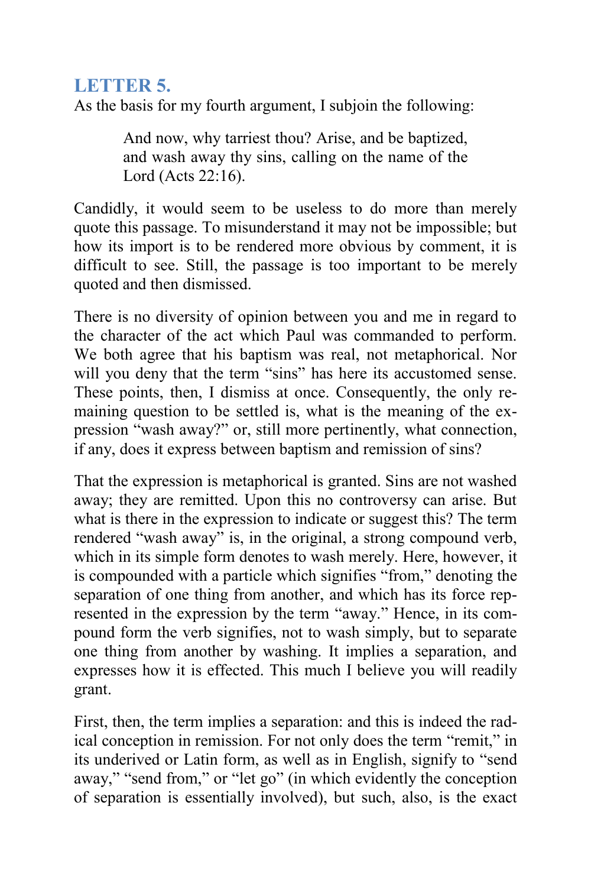## LETTER 5.

As the basis for my fourth argument, I subjoin the following:

> And now, why tarriest thou? Arise, and be baptized, and wash away thy sins, calling on the name of the Lord (Acts 22:16).

Candidly, it would seem to be useless to do more than merely quote this passage. To misunderstand it may not be impossible; but how its import is to be rendered more obvious by comment, it is difficult to see. Still, the passage is too important to be merely quoted and then dismissed.

There is no diversity of opinion between you and me in regard to the character of the act which Paul was commanded to perform. We both agree that his baptism was real, not metaphorical. Nor will you deny that the term "sins" has here its accustomed sense. These points, then, I dismiss at once. Consequently, the only remaining question to be settled is, what is the meaning of the expression "wash away?" or, still more pertinently, what connection, if any, does it express between baptism and remission of sins?

That the expression is metaphorical is granted. Sins are not washed away; they are remitted. Upon this no controversy can arise. But what is there in the expression to indicate or suggest this? The term rendered "wash away" is, in the original, a strong compound verb, which in its simple form denotes to wash merely. Here, however, it is compounded with a particle which signifies "from," denoting the separation of one thing from another, and which has its force represented in the expression by the term "away." Hence, in its compound form the verb signifies, not to wash simply, but to separate one thing from another by washing. It implies a separation, and expresses how it is effected. This much I believe you will readily grant.

First, then, the term implies a separation: and this is indeed the radical conception in remission. For not only does the term "remit," in its underived or Latin form, as well as in English, signify to "send away," "send from," or "let go" (in which evidently the conception of separation is essentially involved), but such, also, is the exact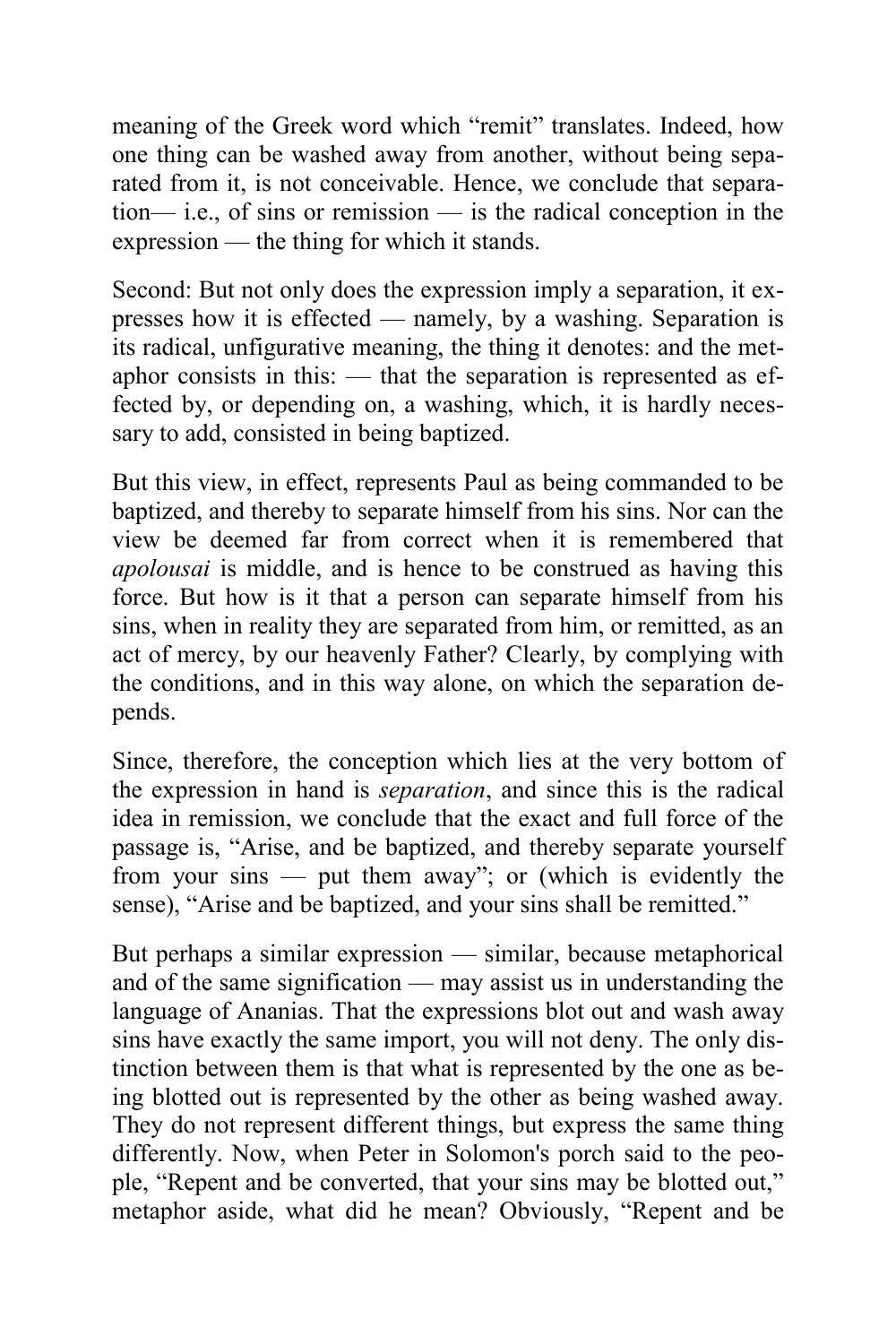meaning of the Greek word which "remit" translates. Indeed, how one thing can be washed away from another, without being separated from it, is not conceivable. Hence, we conclude that separation— i.e., of sins or remission — is the radical conception in the expression — the thing for which it stands.

Second: But not only does the expression imply a separation, it expresses how it is effected — namely, by a washing. Separation is its radical, unfigurative meaning, the thing it denotes: and the metaphor consists in this: — that the separation is represented as effected by, or depending on, a washing, which, it is hardly necessary to add, consisted in being baptized.

But this view, in effect, represents Paul as being commanded to be baptized, and thereby to separate himself from his sins. Nor can the view be deemed far from correct when it is remembered that *apolousai* is middle, and is hence to be construed as having this force. But how is it that a person can separate himself from his sins, when in reality they are separated from him, or remitted, as an act of mercy, by our heavenly Father? Clearly, by complying with the conditions, and in this way alone, on which the separation depends.

Since, therefore, the conception which lies at the very bottom of the expression in hand is *separation*, and since this is the radical idea in remission, we conclude that the exact and full force of the passage is, "Arise, and be baptized, and thereby separate yourself from your sins — put them away"; or (which is evidently the sense), "Arise and be baptized, and your sins shall be remitted."

But perhaps a similar expression — similar, because metaphorical and of the same signification — may assist us in understanding the language of Ananias. That the expressions blot out and wash away sins have exactly the same import, you will not deny. The only distinction between them is that what is represented by the one as being blotted out is represented by the other as being washed away. They do not represent different things, but express the same thing differently. Now, when Peter in Solomon's porch said to the people, "Repent and be converted, that your sins may be blotted out," metaphor aside, what did he mean? Obviously, "Repent and be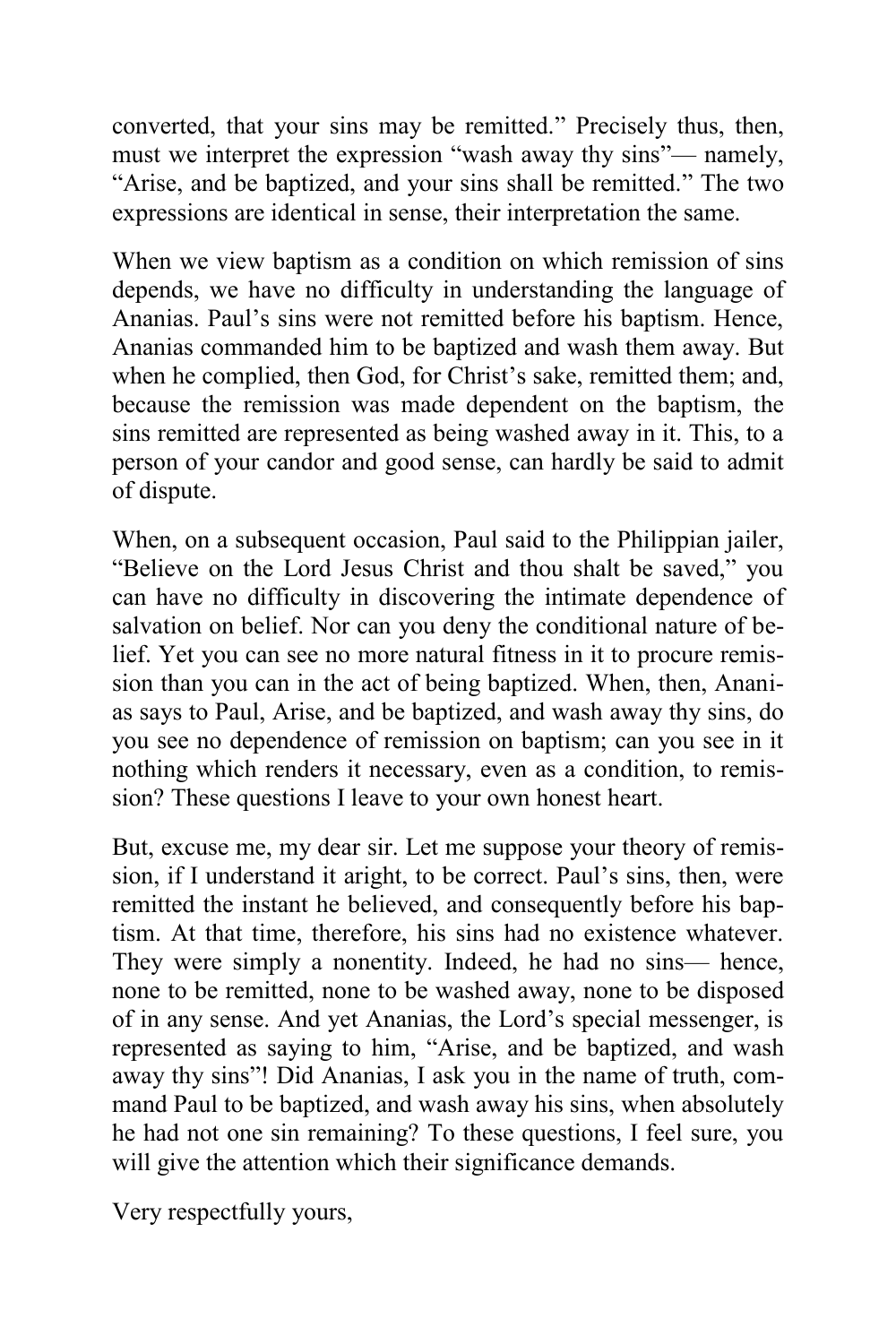converted, that your sins may be remitted." Precisely thus, then, must we interpret the expression "wash away thy sins"— namely, "Arise, and be baptized, and your sins shall be remitted." The two expressions are identical in sense, their interpretation the same.

When we view baptism as a condition on which remission of sins depends, we have no difficulty in understanding the language of Ananias. Paul's sins were not remitted before his baptism. Hence, Ananias commanded him to be baptized and wash them away. But when he complied, then God, for Christ's sake, remitted them; and, because the remission was made dependent on the baptism, the sins remitted are represented as being washed away in it. This, to a person of your candor and good sense, can hardly be said to admit of dispute.

When, on a subsequent occasion, Paul said to the Philippian jailer, "Believe on the Lord Jesus Christ and thou shalt be saved," you can have no difficulty in discovering the intimate dependence of salvation on belief. Nor can you deny the conditional nature of belief. Yet you can see no more natural fitness in it to procure remission than you can in the act of being baptized. When, then, Ananias says to Paul, Arise, and be baptized, and wash away thy sins, do you see no dependence of remission on baptism; can you see in it nothing which renders it necessary, even as a condition, to remission? These questions I leave to your own honest heart.

But, excuse me, my dear sir. Let me suppose your theory of remission, if I understand it aright, to be correct. Paul's sins, then, were remitted the instant he believed, and consequently before his baptism. At that time, therefore, his sins had no existence whatever. They were simply a nonentity. Indeed, he had no sins— hence, none to be remitted, none to be washed away, none to be disposed of in any sense. And yet Ananias, the Lord's special messenger, is represented as saying to him, "Arise, and be baptized, and wash away thy sins"! Did Ananias, I ask you in the name of truth, command Paul to be baptized, and wash away his sins, when absolutely he had not one sin remaining? To these questions, I feel sure, you will give the attention which their significance demands.

Very respectfully yours,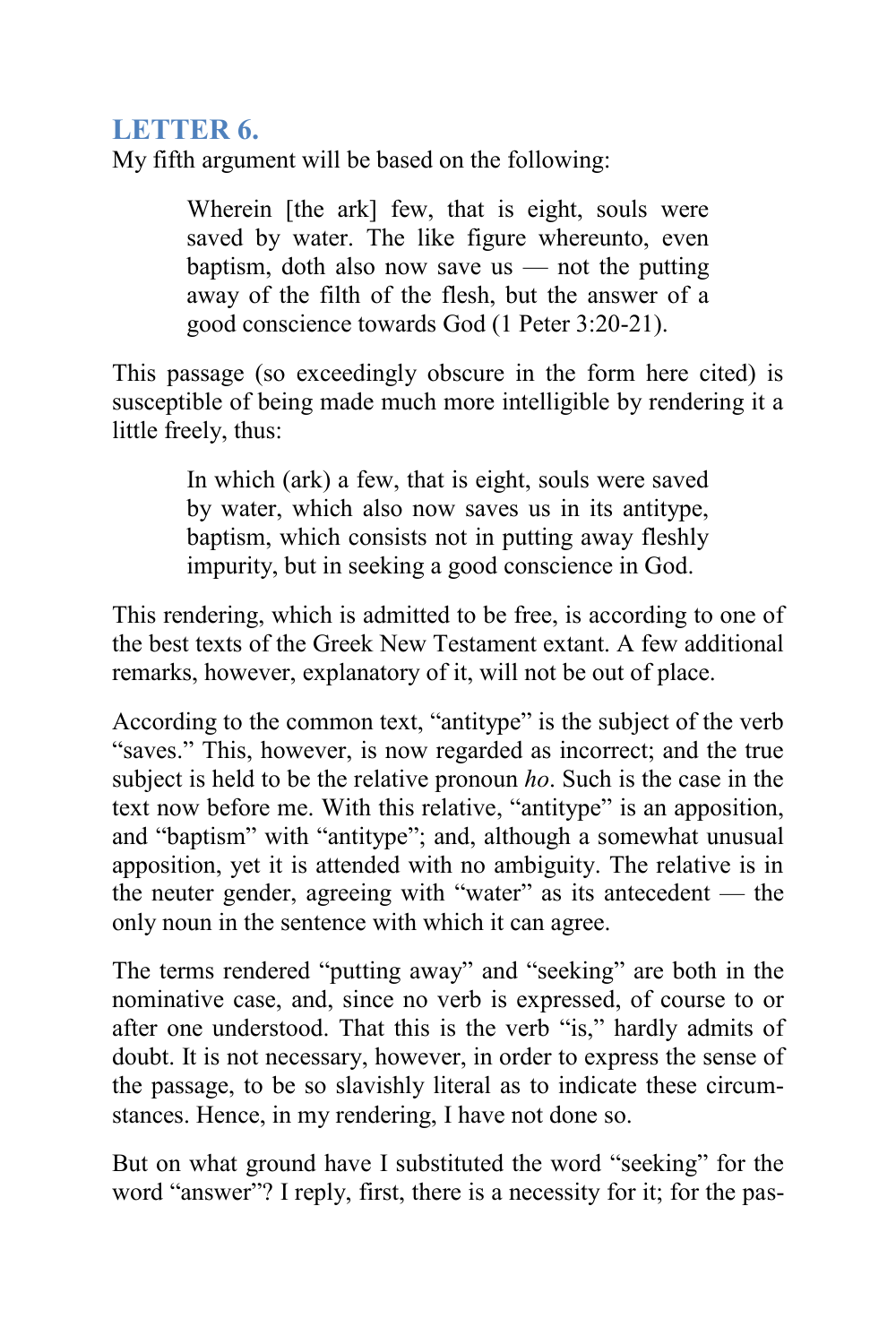## LETTER 6.

My fifth argument will be based on the following:

> Wherein [the ark] few, that is eight, souls were saved by water. The like figure whereunto, even baptism, doth also now save us — not the putting away of the filth of the flesh, but the answer of a good conscience towards God (1 Peter 3:20-21).

This passage (so exceedingly obscure in the form here cited) is susceptible of being made much more intelligible by rendering it a little freely, thus:

> In which (ark) a few, that is eight, souls were saved by water, which also now saves us in its antitype, baptism, which consists not in putting away fleshly impurity, but in seeking a good conscience in God.

This rendering, which is admitted to be free, is according to one of the best texts of the Greek New Testament extant. A few additional remarks, however, explanatory of it, will not be out of place.

According to the common text, "antitype" is the subject of the verb "saves." This, however, is now regarded as incorrect; and the true subject is held to be the relative pronoun *ho*. Such is the case in the text now before me. With this relative, "antitype" is an apposition, and "baptism" with "antitype"; and, although a somewhat unusual apposition, yet it is attended with no ambiguity. The relative is in the neuter gender, agreeing with "water" as its antecedent — the only noun in the sentence with which it can agree.

The terms rendered "putting away" and "seeking" are both in the nominative case, and, since no verb is expressed, of course to or after one understood. That this is the verb "is," hardly admits of doubt. It is not necessary, however, in order to express the sense of the passage, to be so slavishly literal as to indicate these circumstances. Hence, in my rendering, I have not done so.

But on what ground have I substituted the word "seeking" for the word "answer"? I reply, first, there is a necessity for it; for the pas-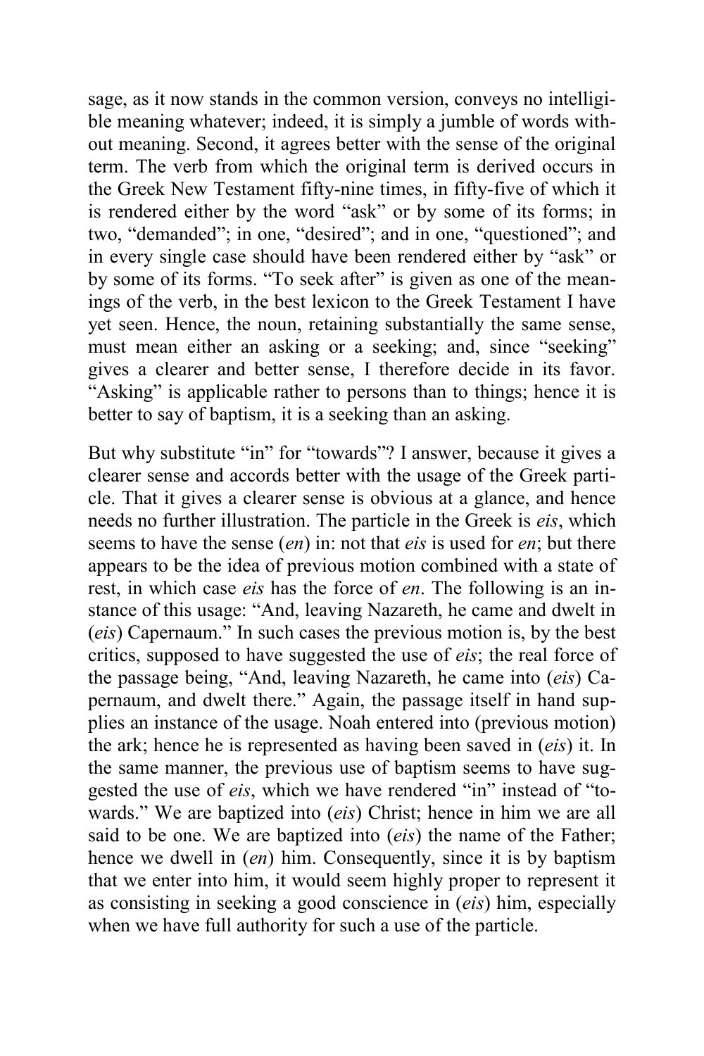sage, as it now stands in the common version, conveys no intelligible meaning whatever; indeed, it is simply a jumble of words without meaning. Second, it agrees better with the sense of the original term. The verb from which the original term is derived occurs in the Greek New Testament fifty-nine times, in fifty-five of which it is rendered either by the word "ask" or by some of its forms; in two, "demanded"; in one, "desired"; and in one, "questioned"; and in every single case should have been rendered either by "ask" or by some of its forms. "To seek after" is given as one of the meanings of the verb, in the best lexicon to the Greek Testament I have yet seen. Hence, the noun, retaining substantially the same sense, must mean either an asking or a seeking; and, since "seeking" gives a clearer and better sense, I therefore decide in its favor. "Asking" is applicable rather to persons than to things; hence it is better to say of baptism, it is a seeking than an asking.

But why substitute "in" for "towards"? I answer, because it gives a clearer sense and accords better with the usage of the Greek particle. That it gives a clearer sense is obvious at a glance, and hence needs no further illustration. The particle in the Greek is *eis*, which seems to have the sense (*en*) in: not that *eis* is used for *en*; but there appears to be the idea of previous motion combined with a state of rest, in which case *eis* has the force of *en*. The following is an instance of this usage: "And, leaving Nazareth, he came and dwelt in (*eis*) Capernaum." In such cases the previous motion is, by the best critics, supposed to have suggested the use of *eis*; the real force of the passage being, "And, leaving Nazareth, he came into (*eis*) Capernaum, and dwelt there." Again, the passage itself in hand supplies an instance of the usage. Noah entered into (previous motion) the ark; hence he is represented as having been saved in (*eis*) it. In the same manner, the previous use of baptism seems to have suggested the use of *eis*, which we have rendered "in" instead of "towards." We are baptized into (*eis*) Christ; hence in him we are all said to be one. We are baptized into (*eis*) the name of the Father; hence we dwell in (*en*) him. Consequently, since it is by baptism that we enter into him, it would seem highly proper to represent it as consisting in seeking a good conscience in (*eis*) him, especially when we have full authority for such a use of the particle.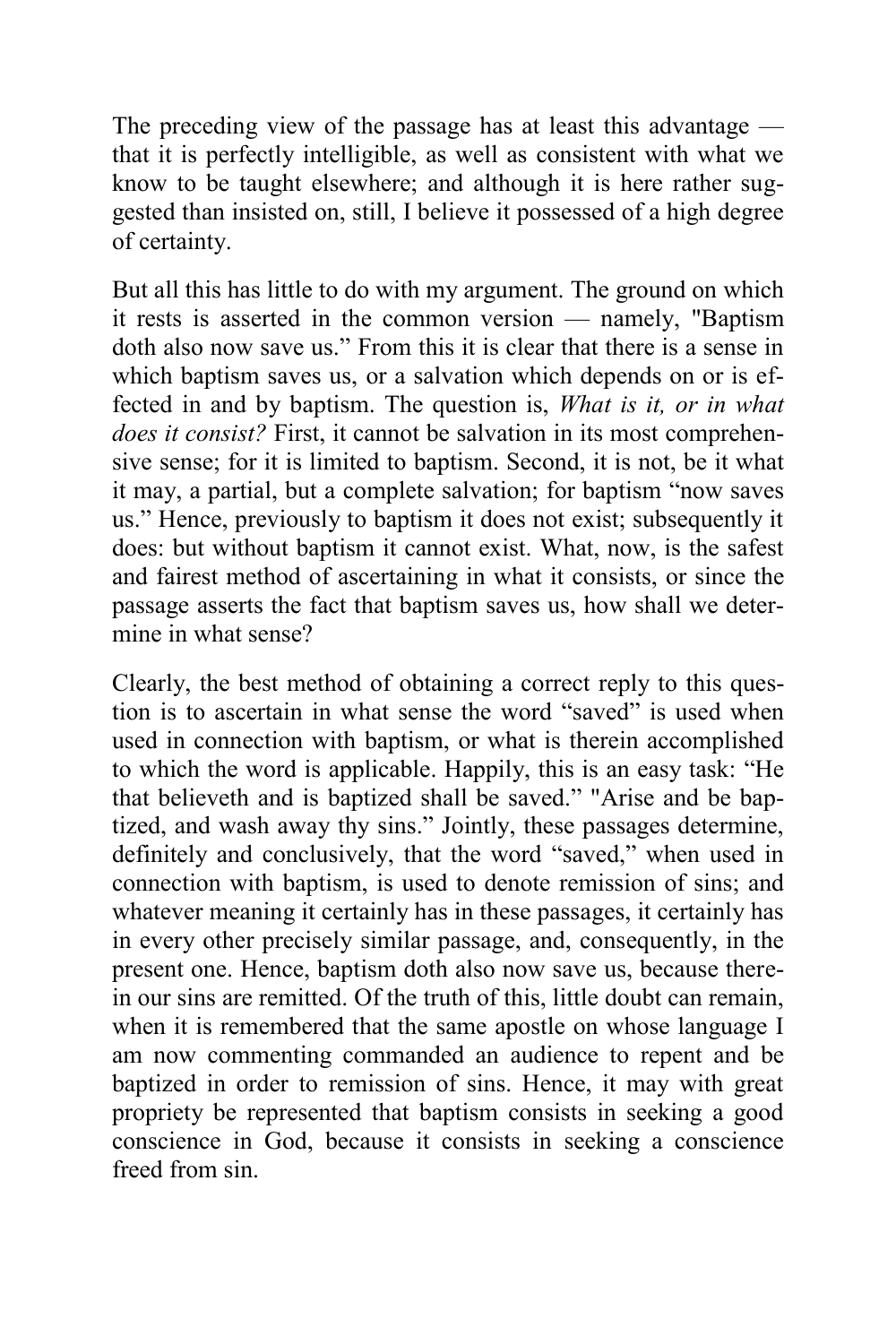The preceding view of the passage has at least this advantage — that it is perfectly intelligible, as well as consistent with what we know to be taught elsewhere; and although it is here rather suggested than insisted on, still, I believe it possessed of a high degree of certainty.

But all this has little to do with my argument. The ground on which it rests is asserted in the common version — namely, "Baptism doth also now save us." From this it is clear that there is a sense in which baptism saves us, or a salvation which depends on or is effected in and by baptism. The question is, *What is it, or in what does it consist?* First, it cannot be salvation in its most comprehensive sense; for it is limited to baptism. Second, it is not, be it what it may, a partial, but a complete salvation; for baptism "now saves us." Hence, previously to baptism it does not exist; subsequently it does: but without baptism it cannot exist. What, now, is the safest and fairest method of ascertaining in what it consists, or since the passage asserts the fact that baptism saves us, how shall we determine in what sense?

Clearly, the best method of obtaining a correct reply to this question is to ascertain in what sense the word "saved" is used when used in connection with baptism, or what is therein accomplished to which the word is applicable. Happily, this is an easy task: "He that believeth and is baptized shall be saved." "Arise and be baptized, and wash away thy sins." Jointly, these passages determine, definitely and conclusively, that the word "saved," when used in connection with baptism, is used to denote remission of sins; and whatever meaning it certainly has in these passages, it certainly has in every other precisely similar passage, and, consequently, in the present one. Hence, baptism doth also now save us, because therein our sins are remitted. Of the truth of this, little doubt can remain, when it is remembered that the same apostle on whose language I am now commenting commanded an audience to repent and be baptized in order to remission of sins. Hence, it may with great propriety be represented that baptism consists in seeking a good conscience in God, because it consists in seeking a conscience freed from sin.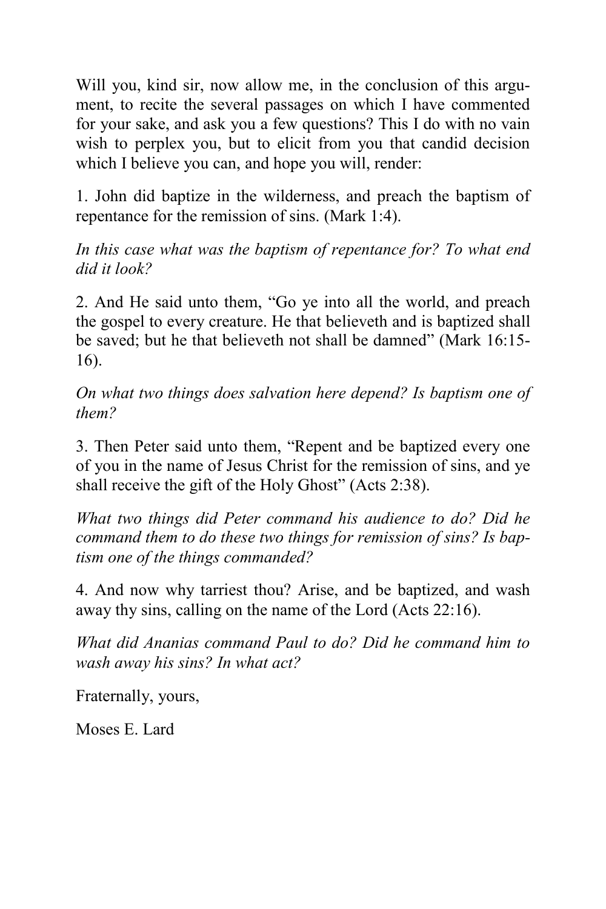Will you, kind sir, now allow me, in the conclusion of this argument, to recite the several passages on which I have commented for your sake, and ask you a few questions? This I do with no vain wish to perplex you, but to elicit from you that candid decision which I believe you can, and hope you will, render:

1. John did baptize in the wilderness, and preach the baptism of repentance for the remission of sins. (Mark 1:4).

*In this case what was the baptism of repentance for? To what end did it look?*

2. And He said unto them, "Go ye into all the world, and preach the gospel to every creature. He that believeth and is baptized shall be saved; but he that believeth not shall be damned" (Mark 16:15-16).

*On what two things does salvation here depend? Is baptism one of them?*

3. Then Peter said unto them, "Repent and be baptized every one of you in the name of Jesus Christ for the remission of sins, and ye shall receive the gift of the Holy Ghost" (Acts 2:38).

*What two things did Peter command his audience to do? Did he command them to do these two things for remission of sins? Is baptism one of the things commanded?*

4. And now why tarriest thou? Arise, and be baptized, and wash away thy sins, calling on the name of the Lord (Acts 22:16).

*What did Ananias command Paul to do? Did he command him to wash away his sins? In what act?*

Fraternally, yours,

Moses E. Lard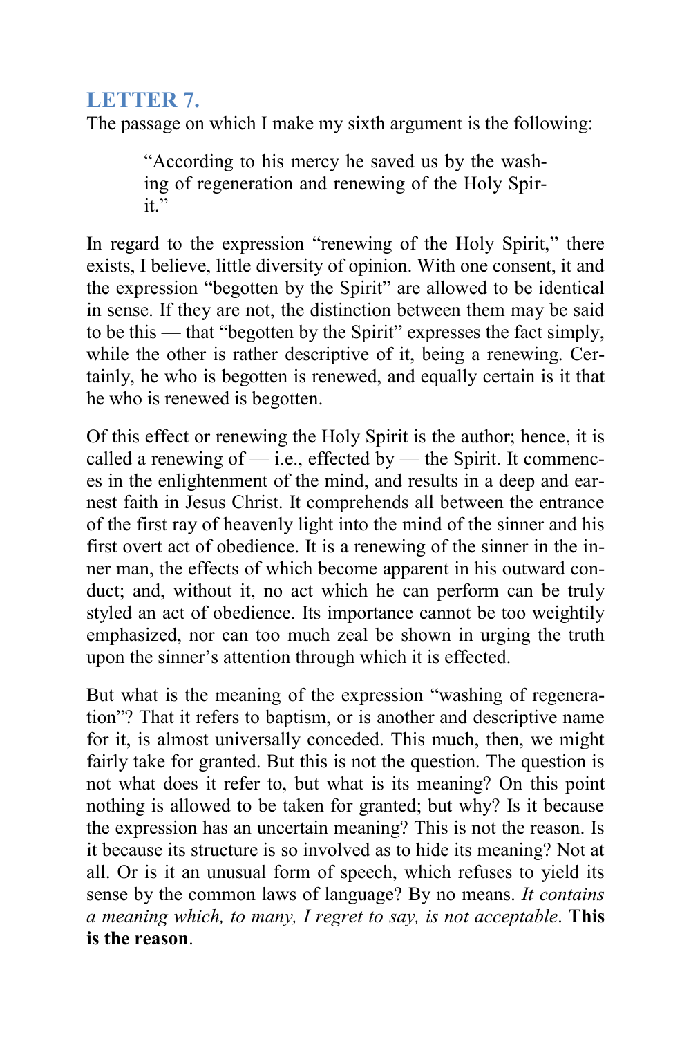## LETTER 7.

The passage on which I make my sixth argument is the following:

> "According to his mercy he saved us by the washing of regeneration and renewing of the Holy Spirit."

In regard to the expression "renewing of the Holy Spirit," there exists, I believe, little diversity of opinion. With one consent, it and the expression "begotten by the Spirit" are allowed to be identical in sense. If they are not, the distinction between them may be said to be this — that "begotten by the Spirit" expresses the fact simply, while the other is rather descriptive of it, being a renewing. Certainly, he who is begotten is renewed, and equally certain is it that he who is renewed is begotten.

Of this effect or renewing the Holy Spirit is the author; hence, it is called a renewing of — i.e., effected by — the Spirit. It commences in the enlightenment of the mind, and results in a deep and earnest faith in Jesus Christ. It comprehends all between the entrance of the first ray of heavenly light into the mind of the sinner and his first overt act of obedience. It is a renewing of the sinner in the inner man, the effects of which become apparent in his outward conduct; and, without it, no act which he can perform can be truly styled an act of obedience. Its importance cannot be too weightily emphasized, nor can too much zeal be shown in urging the truth upon the sinner's attention through which it is effected.

But what is the meaning of the expression "washing of regeneration"? That it refers to baptism, or is another and descriptive name for it, is almost universally conceded. This much, then, we might fairly take for granted. But this is not the question. The question is not what does it refer to, but what is its meaning? On this point nothing is allowed to be taken for granted; but why? Is it because the expression has an uncertain meaning? This is not the reason. Is it because its structure is so involved as to hide its meaning? Not at all. Or is it an unusual form of speech, which refuses to yield its sense by the common laws of language? By no means. *It contains a meaning which, to many, I regret to say, is not acceptable*. **This is the reason**.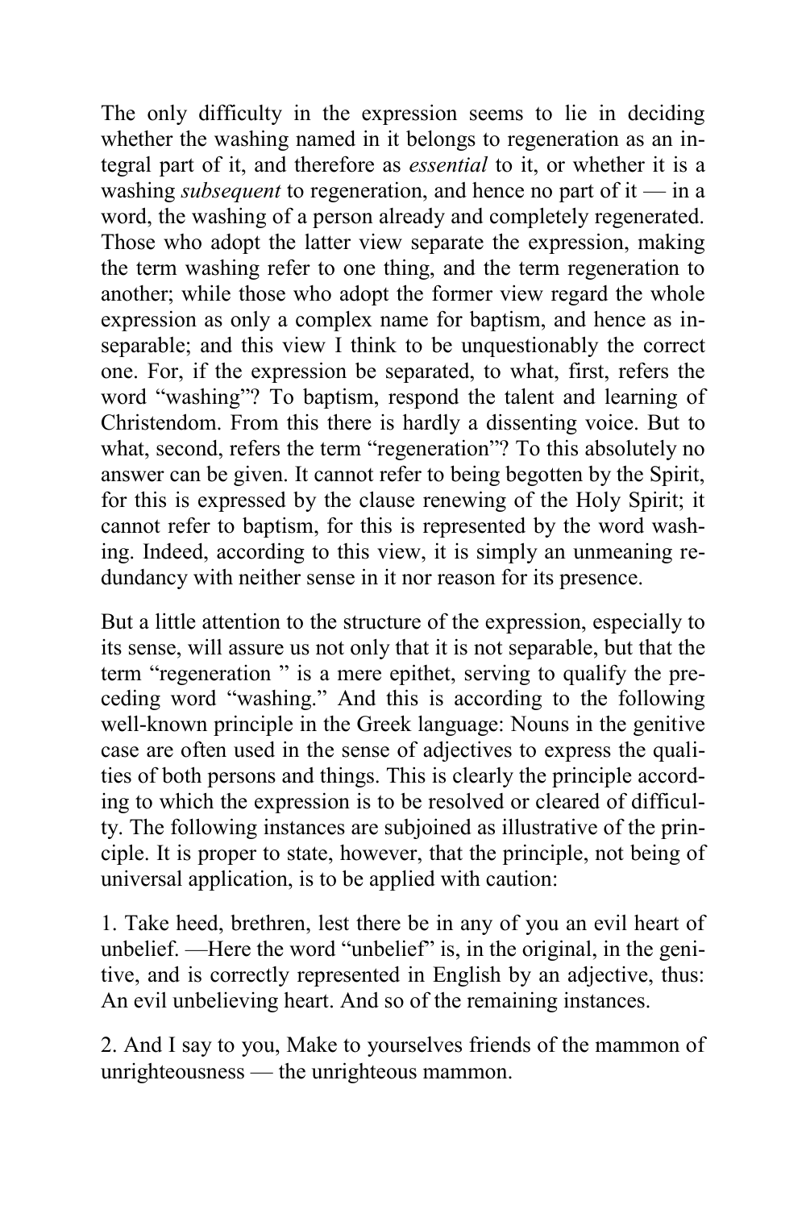The only difficulty in the expression seems to lie in deciding whether the washing named in it belongs to regeneration as an integral part of it, and therefore as *essential* to it, or whether it is a washing *subsequent* to regeneration, and hence no part of it — in a word, the washing of a person already and completely regenerated. Those who adopt the latter view separate the expression, making the term washing refer to one thing, and the term regeneration to another; while those who adopt the former view regard the whole expression as only a complex name for baptism, and hence as inseparable; and this view I think to be unquestionably the correct one. For, if the expression be separated, to what, first, refers the word "washing"? To baptism, respond the talent and learning of Christendom. From this there is hardly a dissenting voice. But to what, second, refers the term "regeneration"? To this absolutely no answer can be given. It cannot refer to being begotten by the Spirit, for this is expressed by the clause renewing of the Holy Spirit; it cannot refer to baptism, for this is represented by the word washing. Indeed, according to this view, it is simply an unmeaning redundancy with neither sense in it nor reason for its presence.

But a little attention to the structure of the expression, especially to its sense, will assure us not only that it is not separable, but that the term "regeneration " is a mere epithet, serving to qualify the preceding word "washing." And this is according to the following well-known principle in the Greek language: Nouns in the genitive case are often used in the sense of adjectives to express the qualities of both persons and things. This is clearly the principle according to which the expression is to be resolved or cleared of difficulty. The following instances are subjoined as illustrative of the principle. It is proper to state, however, that the principle, not being of universal application, is to be applied with caution:

1. Take heed, brethren, lest there be in any of you an evil heart of unbelief. —Here the word "unbelief" is, in the original, in the genitive, and is correctly represented in English by an adjective, thus: An evil unbelieving heart. And so of the remaining instances.

2. And I say to you, Make to yourselves friends of the mammon of unrighteousness — the unrighteous mammon.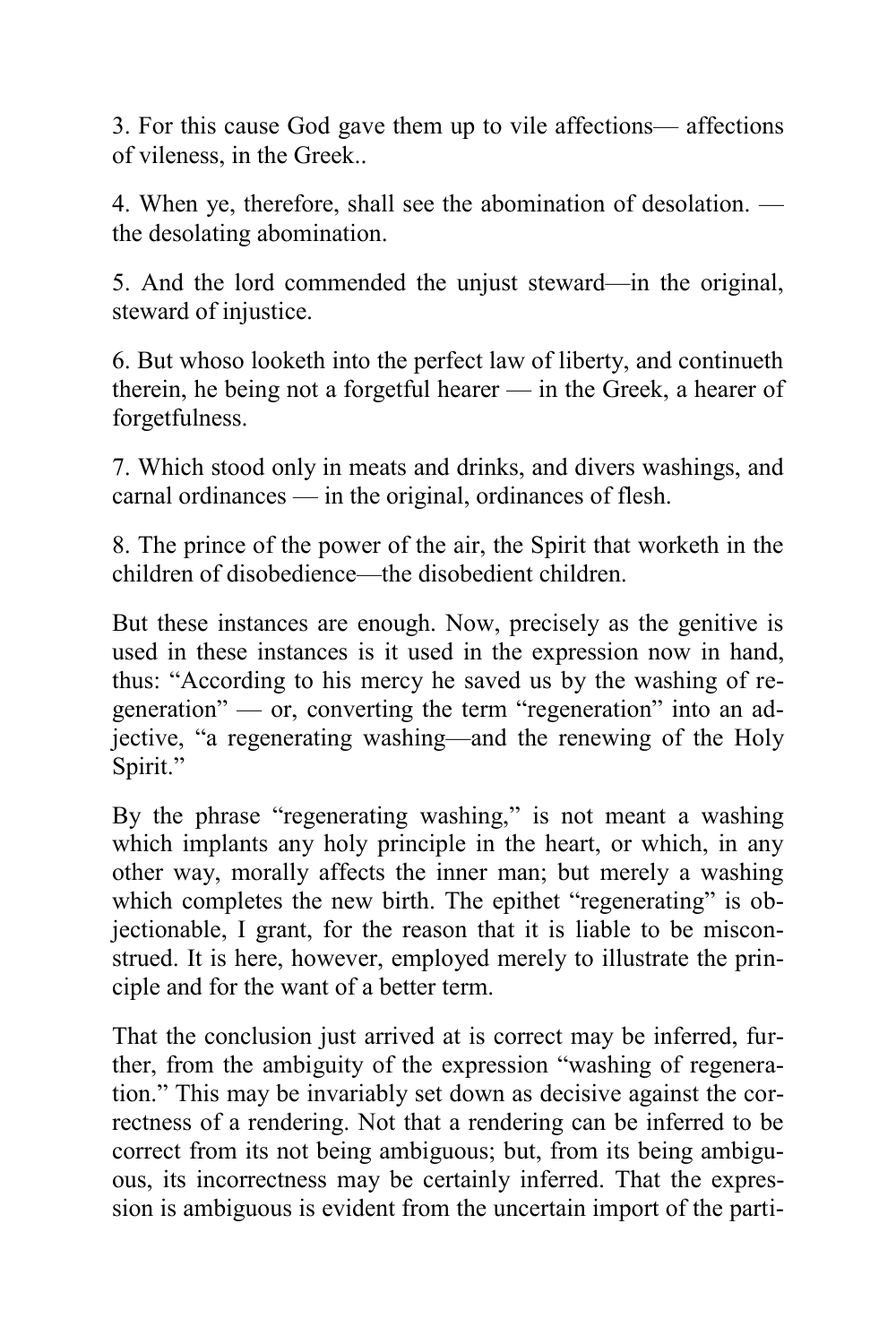3. For this cause God gave them up to vile affections— affections of vileness, in the Greek..

4. When ye, therefore, shall see the abomination of desolation. — the desolating abomination.

5. And the lord commended the unjust steward—in the original, steward of injustice.

6. But whoso looketh into the perfect law of liberty, and continueth therein, he being not a forgetful hearer — in the Greek, a hearer of forgetfulness.

7. Which stood only in meats and drinks, and divers washings, and carnal ordinances — in the original, ordinances of flesh.

8. The prince of the power of the air, the Spirit that worketh in the children of disobedience—the disobedient children.

But these instances are enough. Now, precisely as the genitive is used in these instances is it used in the expression now in hand, thus: "According to his mercy he saved us by the washing of regeneration" — or, converting the term "regeneration" into an adjective, "a regenerating washing—and the renewing of the Holy Spirit."

By the phrase "regenerating washing," is not meant a washing which implants any holy principle in the heart, or which, in any other way, morally affects the inner man; but merely a washing which completes the new birth. The epithet "regenerating" is objectionable, I grant, for the reason that it is liable to be misconstrued. It is here, however, employed merely to illustrate the principle and for the want of a better term.

That the conclusion just arrived at is correct may be inferred, further, from the ambiguity of the expression "washing of regeneration." This may be invariably set down as decisive against the correctness of a rendering. Not that a rendering can be inferred to be correct from its not being ambiguous; but, from its being ambiguous, its incorrectness may be certainly inferred. That the expression is ambiguous is evident from the uncertain import of the parti-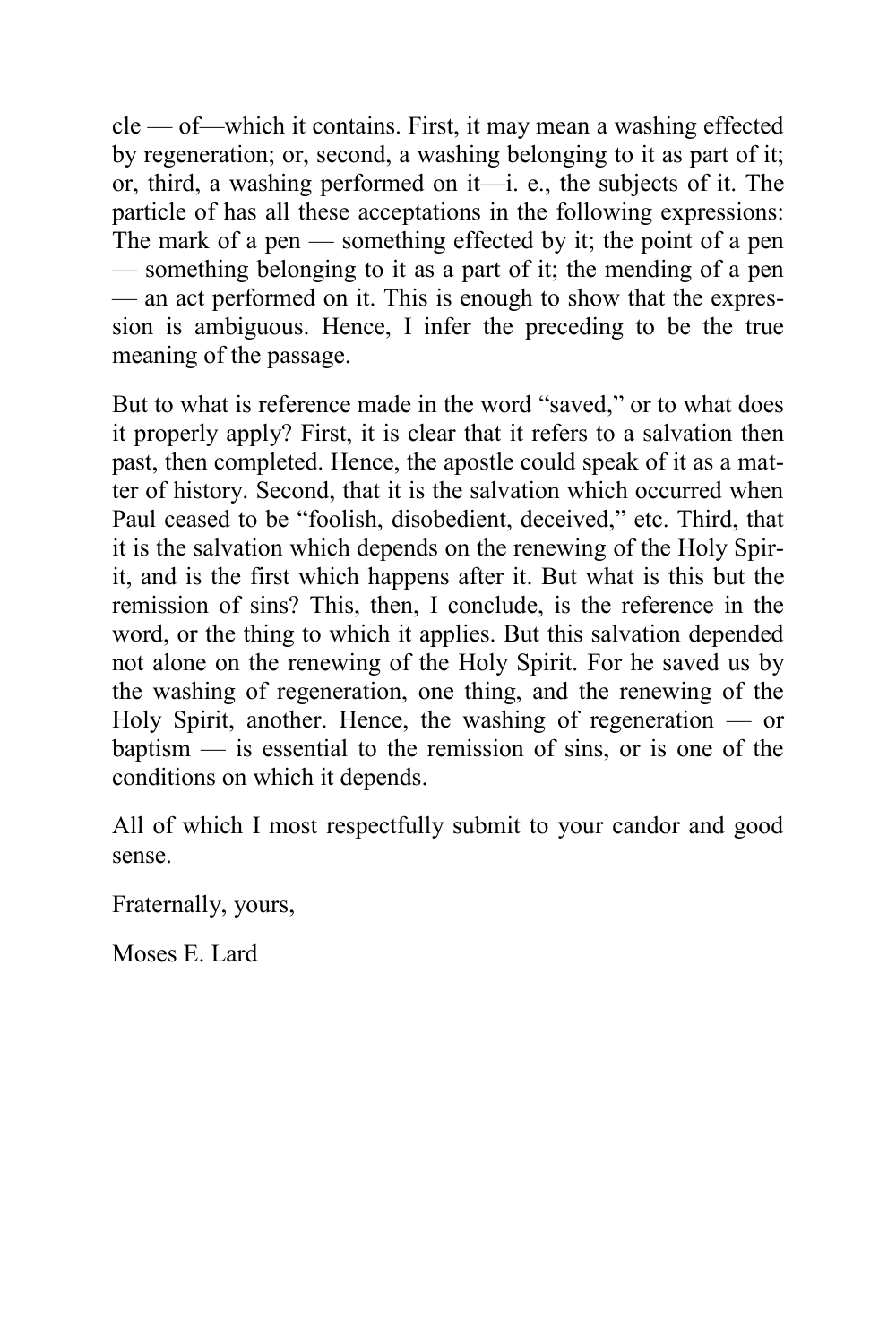cle — of—which it contains. First, it may mean a washing effected by regeneration; or, second, a washing belonging to it as part of it; or, third, a washing performed on it—i. e., the subjects of it. The particle of has all these acceptations in the following expressions: The mark of a pen — something effected by it; the point of a pen — something belonging to it as a part of it; the mending of a pen — an act performed on it. This is enough to show that the expression is ambiguous. Hence, I infer the preceding to be the true meaning of the passage.

But to what is reference made in the word "saved," or to what does it properly apply? First, it is clear that it refers to a salvation then past, then completed. Hence, the apostle could speak of it as a matter of history. Second, that it is the salvation which occurred when Paul ceased to be "foolish, disobedient, deceived," etc. Third, that it is the salvation which depends on the renewing of the Holy Spirit, and is the first which happens after it. But what is this but the remission of sins? This, then, I conclude, is the reference in the word, or the thing to which it applies. But this salvation depended not alone on the renewing of the Holy Spirit. For he saved us by the washing of regeneration, one thing, and the renewing of the Holy Spirit, another. Hence, the washing of regeneration — or baptism — is essential to the remission of sins, or is one of the conditions on which it depends.

All of which I most respectfully submit to your candor and good sense.

Fraternally, yours,

Moses E. Lard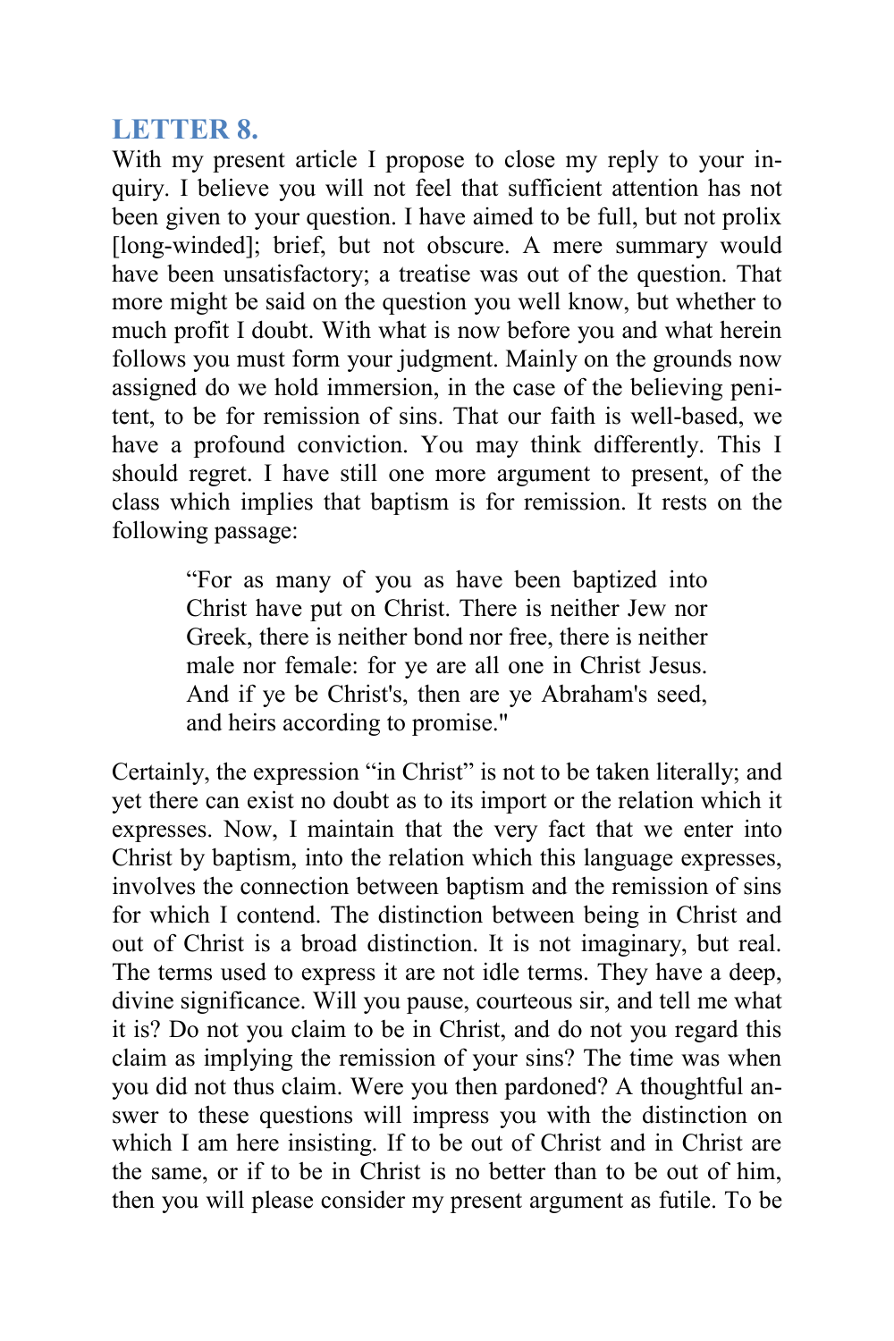## LETTER 8.

With my present article I propose to close my reply to your inquiry. I believe you will not feel that sufficient attention has not been given to your question. I have aimed to be full, but not prolix [long-winded]; brief, but not obscure. A mere summary would have been unsatisfactory; a treatise was out of the question. That more might be said on the question you well know, but whether to much profit I doubt. With what is now before you and what herein follows you must form your judgment. Mainly on the grounds now assigned do we hold immersion, in the case of the believing penitent, to be for remission of sins. That our faith is well-based, we have a profound conviction. You may think differently. This I should regret. I have still one more argument to present, of the class which implies that baptism is for remission. It rests on the following passage:

> "For as many of you as have been baptized into Christ have put on Christ. There is neither Jew nor Greek, there is neither bond nor free, there is neither male nor female: for ye are all one in Christ Jesus. And if ye be Christ's, then are ye Abraham's seed, and heirs according to promise."

Certainly, the expression "in Christ" is not to be taken literally; and yet there can exist no doubt as to its import or the relation which it expresses. Now, I maintain that the very fact that we enter into Christ by baptism, into the relation which this language expresses, involves the connection between baptism and the remission of sins for which I contend. The distinction between being in Christ and out of Christ is a broad distinction. It is not imaginary, but real. The terms used to express it are not idle terms. They have a deep, divine significance. Will you pause, courteous sir, and tell me what it is? Do not you claim to be in Christ, and do not you regard this claim as implying the remission of your sins? The time was when you did not thus claim. Were you then pardoned? A thoughtful answer to these questions will impress you with the distinction on which I am here insisting. If to be out of Christ and in Christ are the same, or if to be in Christ is no better than to be out of him, then you will please consider my present argument as futile. To be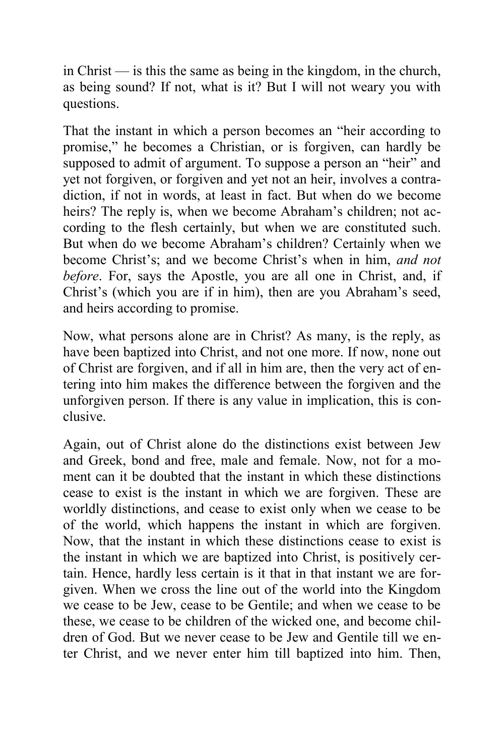in Christ — is this the same as being in the kingdom, in the church, as being sound? If not, what is it? But I will not weary you with questions.

That the instant in which a person becomes an "heir according to promise," he becomes a Christian, or is forgiven, can hardly be supposed to admit of argument. To suppose a person an "heir" and yet not forgiven, or forgiven and yet not an heir, involves a contradiction, if not in words, at least in fact. But when do we become heirs? The reply is, when we become Abraham's children; not according to the flesh certainly, but when we are constituted such. But when do we become Abraham's children? Certainly when we become Christ's; and we become Christ's when in him, *and not before*. For, says the Apostle, you are all one in Christ, and, if Christ's (which you are if in him), then are you Abraham's seed, and heirs according to promise.

Now, what persons alone are in Christ? As many, is the reply, as have been baptized into Christ, and not one more. If now, none out of Christ are forgiven, and if all in him are, then the very act of entering into him makes the difference between the forgiven and the unforgiven person. If there is any value in implication, this is conclusive.

Again, out of Christ alone do the distinctions exist between Jew and Greek, bond and free, male and female. Now, not for a moment can it be doubted that the instant in which these distinctions cease to exist is the instant in which we are forgiven. These are worldly distinctions, and cease to exist only when we cease to be of the world, which happens the instant in which are forgiven. Now, that the instant in which these distinctions cease to exist is the instant in which we are baptized into Christ, is positively certain. Hence, hardly less certain is it that in that instant we are forgiven. When we cross the line out of the world into the Kingdom we cease to be Jew, cease to be Gentile; and when we cease to be these, we cease to be children of the wicked one, and become children of God. But we never cease to be Jew and Gentile till we enter Christ, and we never enter him till baptized into him. Then,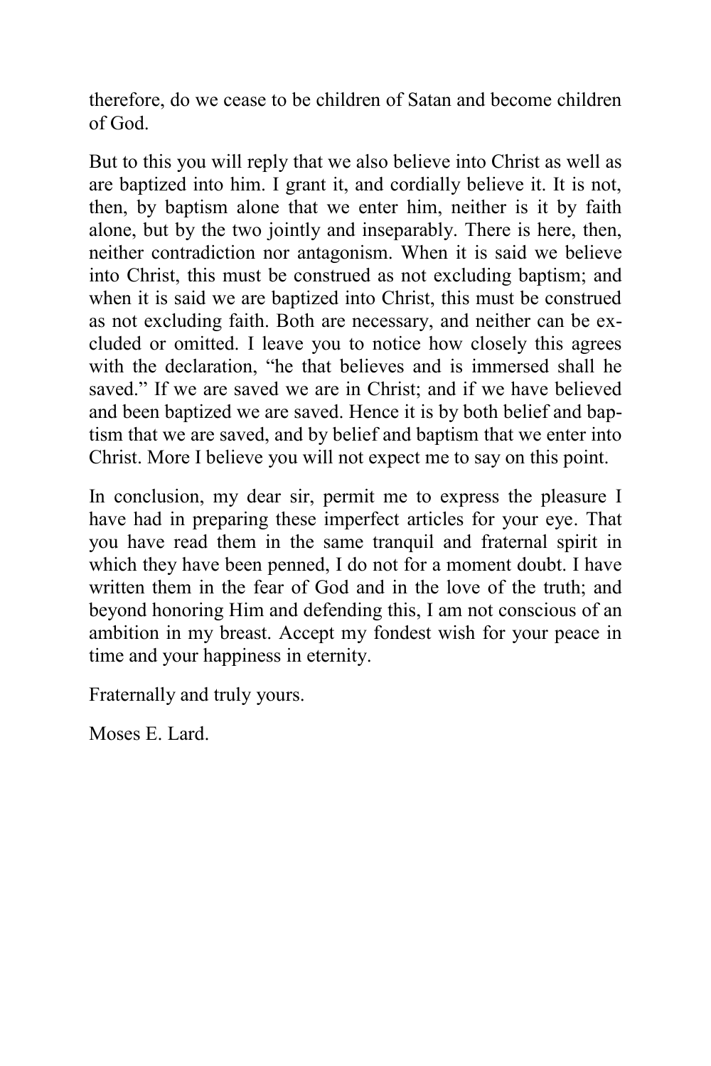therefore, do we cease to be children of Satan and become children of God.

But to this you will reply that we also believe into Christ as well as are baptized into him. I grant it, and cordially believe it. It is not, then, by baptism alone that we enter him, neither is it by faith alone, but by the two jointly and inseparably. There is here, then, neither contradiction nor antagonism. When it is said we believe into Christ, this must be construed as not excluding baptism; and when it is said we are baptized into Christ, this must be construed as not excluding faith. Both are necessary, and neither can be excluded or omitted. I leave you to notice how closely this agrees with the declaration, "he that believes and is immersed shall he saved." If we are saved we are in Christ; and if we have believed and been baptized we are saved. Hence it is by both belief and baptism that we are saved, and by belief and baptism that we enter into Christ. More I believe you will not expect me to say on this point.

In conclusion, my dear sir, permit me to express the pleasure I have had in preparing these imperfect articles for your eye. That you have read them in the same tranquil and fraternal spirit in which they have been penned, I do not for a moment doubt. I have written them in the fear of God and in the love of the truth; and beyond honoring Him and defending this, I am not conscious of an ambition in my breast. Accept my fondest wish for your peace in time and your happiness in eternity.

Fraternally and truly yours.

Moses E. Lard.